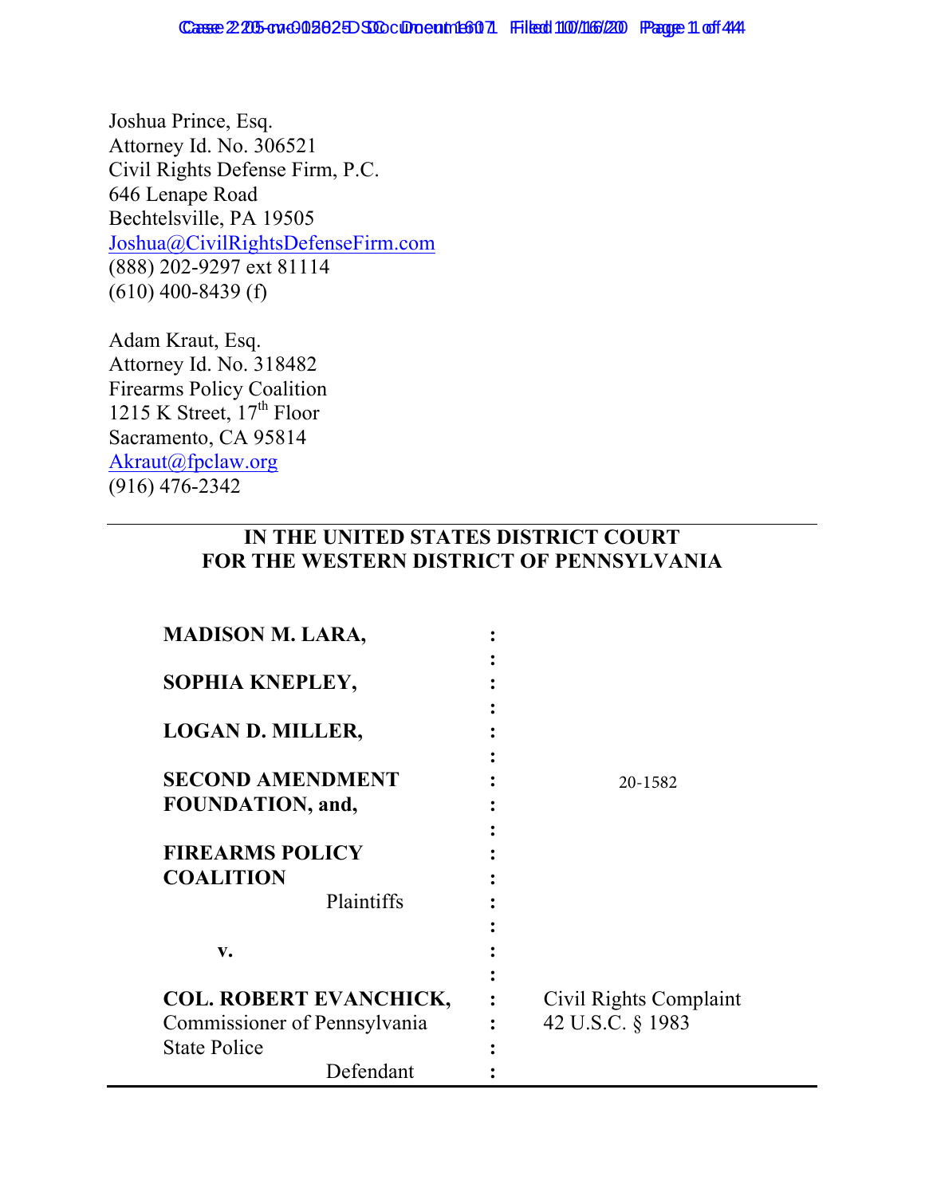Joshua Prince, Esq.
Attorney Id. No. 306521
Civil Rights Defense Firm, P.C.
646 Lenape Road
Bechtelsville, PA 19505
Joshua@CivilRightsDefenseFirm.com
(888) 202-9297 ext 81114
(610) 400-8439 (f)

Adam Kraut, Esq.
Attorney Id. No. 318482
Firearms Policy Coalition
1215 K Street, 17th Floor
Sacramento, CA 95814
Akraut@fpclaw.org
(916) 476-2342

**IN THE UNITED STATES DISTRICT COURT**
**FOR THE WESTERN DISTRICT OF PENNSYLVANIA**

| | | |
|---|---|---|
| **MADISON M. LARA,** | : | |
| **SOPHIA KNEPLEY,** | : | |
| **LOGAN D. MILLER,** | : | |
| **SECOND AMENDMENT FOUNDATION, and,** | : | 20-1582 |
| **FIREARMS POLICY COALITION** Plaintiffs | : | |
| **v.** | : | |
| **COL. ROBERT EVANCHICK,** Commissioner of Pennsylvania State Police Defendant | : | Civil Rights Complaint 42 U.S.C. § 1983 |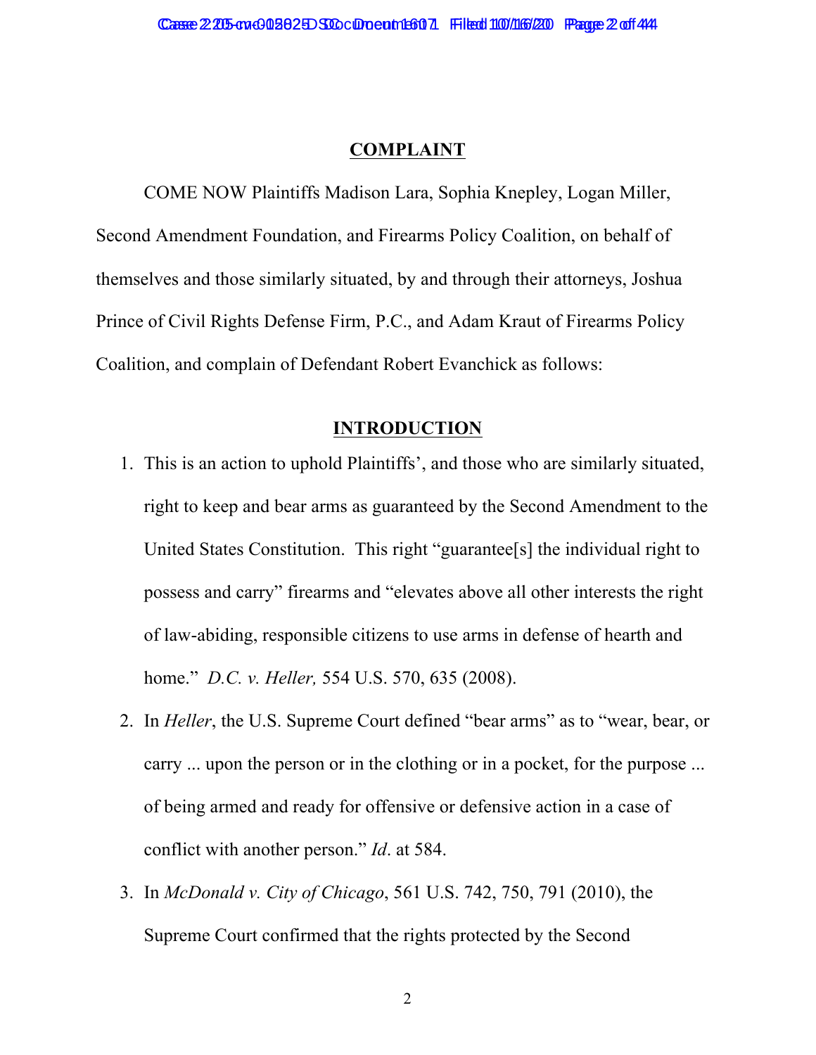## COMPLAINT

COME NOW Plaintiffs Madison Lara, Sophia Knepley, Logan Miller, Second Amendment Foundation, and Firearms Policy Coalition, on behalf of themselves and those similarly situated, by and through their attorneys, Joshua Prince of Civil Rights Defense Firm, P.C., and Adam Kraut of Firearms Policy Coalition, and complain of Defendant Robert Evanchick as follows:

## INTRODUCTION

1. This is an action to uphold Plaintiffs', and those who are similarly situated, right to keep and bear arms as guaranteed by the Second Amendment to the United States Constitution. This right "guarantee[s] the individual right to possess and carry" firearms and "elevates above all other interests the right of law-abiding, responsible citizens to use arms in defense of hearth and home." *D.C. v. Heller,* 554 U.S. 570, 635 (2008).

2. In *Heller*, the U.S. Supreme Court defined "bear arms" as to "wear, bear, or carry ... upon the person or in the clothing or in a pocket, for the purpose ... of being armed and ready for offensive or defensive action in a case of conflict with another person." *Id*. at 584.

3. In *McDonald v. City of Chicago*, 561 U.S. 742, 750, 791 (2010), the Supreme Court confirmed that the rights protected by the Second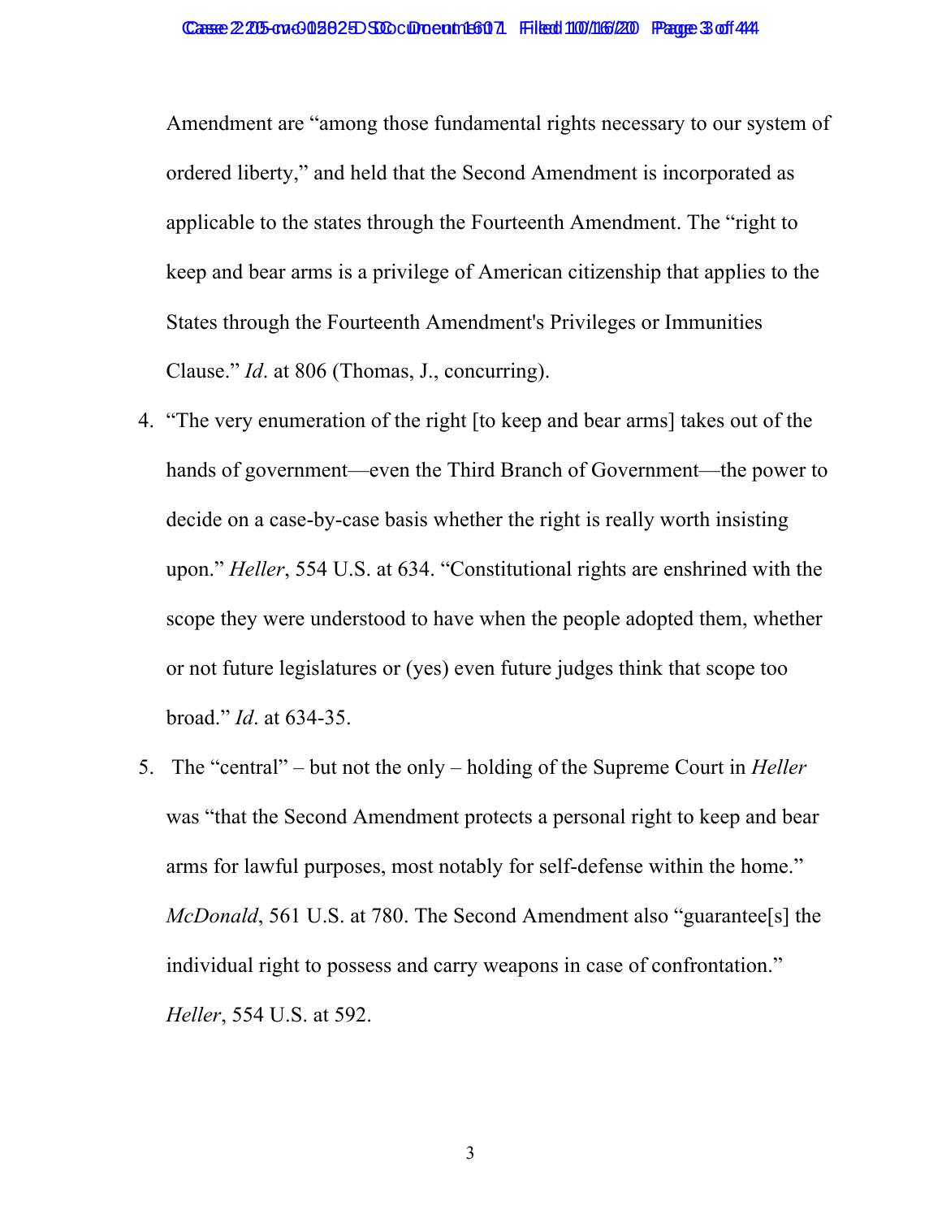Amendment are "among those fundamental rights necessary to our system of ordered liberty," and held that the Second Amendment is incorporated as applicable to the states through the Fourteenth Amendment. The "right to keep and bear arms is a privilege of American citizenship that applies to the States through the Fourteenth Amendment's Privileges or Immunities Clause." *Id*. at 806 (Thomas, J., concurring).

4. "The very enumeration of the right [to keep and bear arms] takes out of the hands of government—even the Third Branch of Government—the power to decide on a case-by-case basis whether the right is really worth insisting upon." *Heller*, 554 U.S. at 634. "Constitutional rights are enshrined with the scope they were understood to have when the people adopted them, whether or not future legislatures or (yes) even future judges think that scope too broad." *Id*. at 634-35.

5. The "central" – but not the only – holding of the Supreme Court in *Heller* was "that the Second Amendment protects a personal right to keep and bear arms for lawful purposes, most notably for self-defense within the home." *McDonald*, 561 U.S. at 780. The Second Amendment also "guarantee[s] the individual right to possess and carry weapons in case of confrontation." *Heller*, 554 U.S. at 592.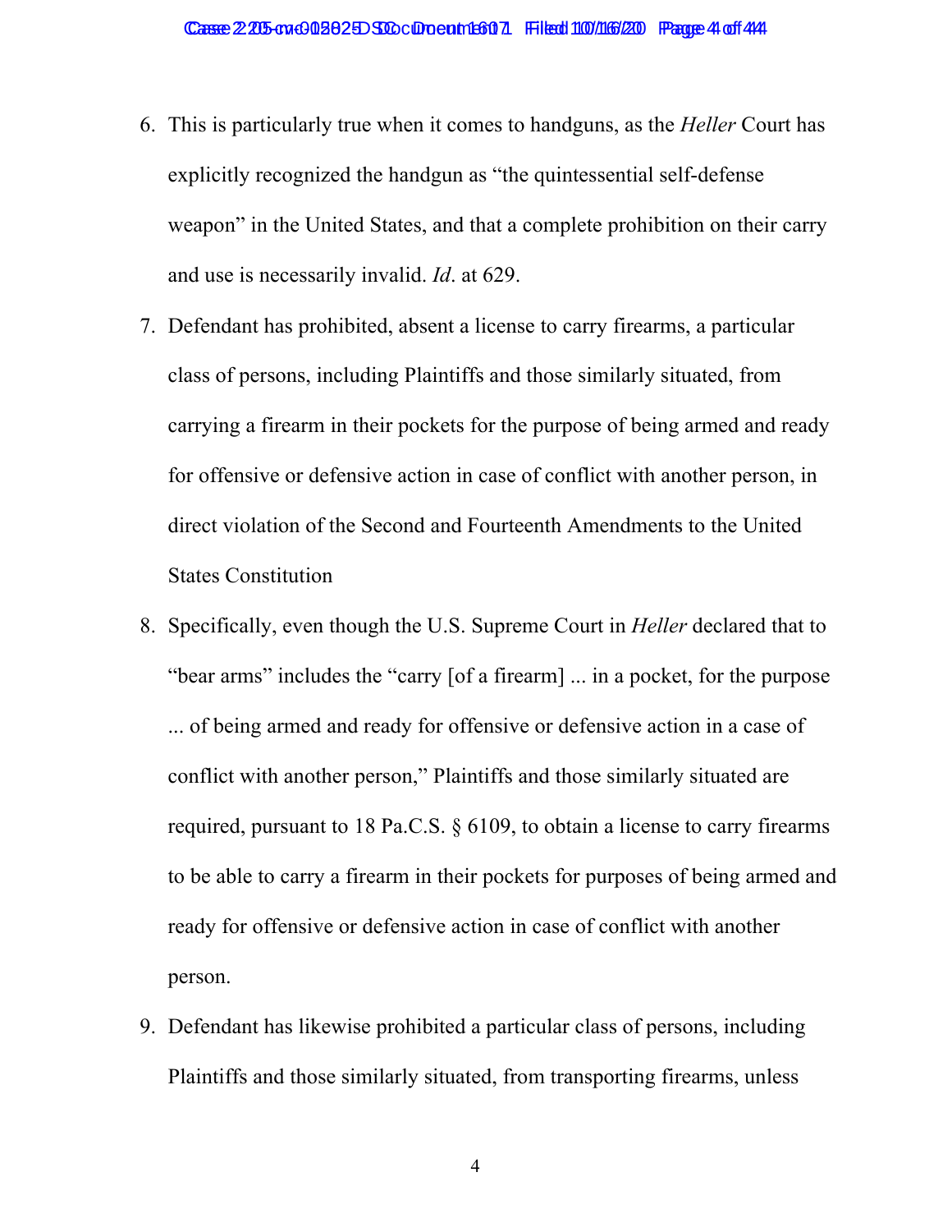6. This is particularly true when it comes to handguns, as the *Heller* Court has explicitly recognized the handgun as "the quintessential self-defense weapon" in the United States, and that a complete prohibition on their carry and use is necessarily invalid. *Id*. at 629.

7. Defendant has prohibited, absent a license to carry firearms, a particular class of persons, including Plaintiffs and those similarly situated, from carrying a firearm in their pockets for the purpose of being armed and ready for offensive or defensive action in case of conflict with another person, in direct violation of the Second and Fourteenth Amendments to the United States Constitution

8. Specifically, even though the U.S. Supreme Court in *Heller* declared that to "bear arms" includes the "carry [of a firearm] ... in a pocket, for the purpose ... of being armed and ready for offensive or defensive action in a case of conflict with another person," Plaintiffs and those similarly situated are required, pursuant to 18 Pa.C.S. § 6109, to obtain a license to carry firearms to be able to carry a firearm in their pockets for purposes of being armed and ready for offensive or defensive action in case of conflict with another person.

9. Defendant has likewise prohibited a particular class of persons, including Plaintiffs and those similarly situated, from transporting firearms, unless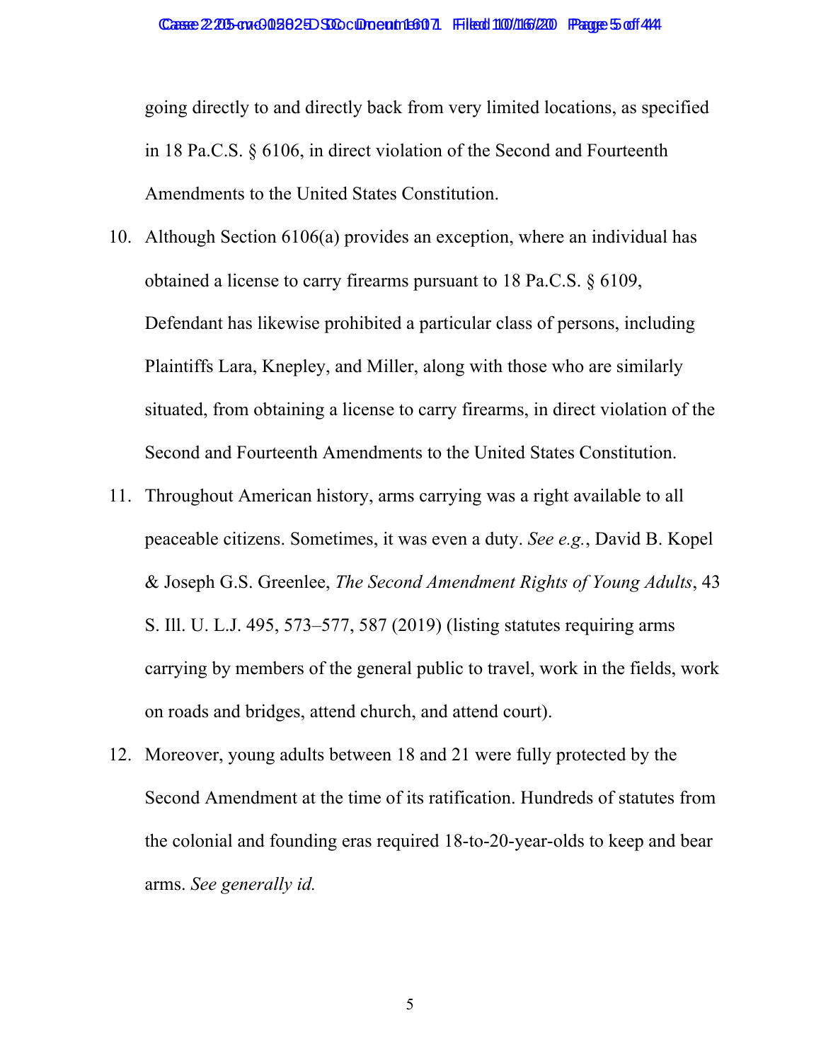going directly to and directly back from very limited locations, as specified in 18 Pa.C.S. § 6106, in direct violation of the Second and Fourteenth Amendments to the United States Constitution.

10. Although Section 6106(a) provides an exception, where an individual has obtained a license to carry firearms pursuant to 18 Pa.C.S. § 6109, Defendant has likewise prohibited a particular class of persons, including Plaintiffs Lara, Knepley, and Miller, along with those who are similarly situated, from obtaining a license to carry firearms, in direct violation of the Second and Fourteenth Amendments to the United States Constitution.

11. Throughout American history, arms carrying was a right available to all peaceable citizens. Sometimes, it was even a duty. *See e.g.*, David B. Kopel & Joseph G.S. Greenlee, *The Second Amendment Rights of Young Adults*, 43 S. Ill. U. L.J. 495, 573–577, 587 (2019) (listing statutes requiring arms carrying by members of the general public to travel, work in the fields, work on roads and bridges, attend church, and attend court).

12. Moreover, young adults between 18 and 21 were fully protected by the Second Amendment at the time of its ratification. Hundreds of statutes from the colonial and founding eras required 18-to-20-year-olds to keep and bear arms. *See generally id.*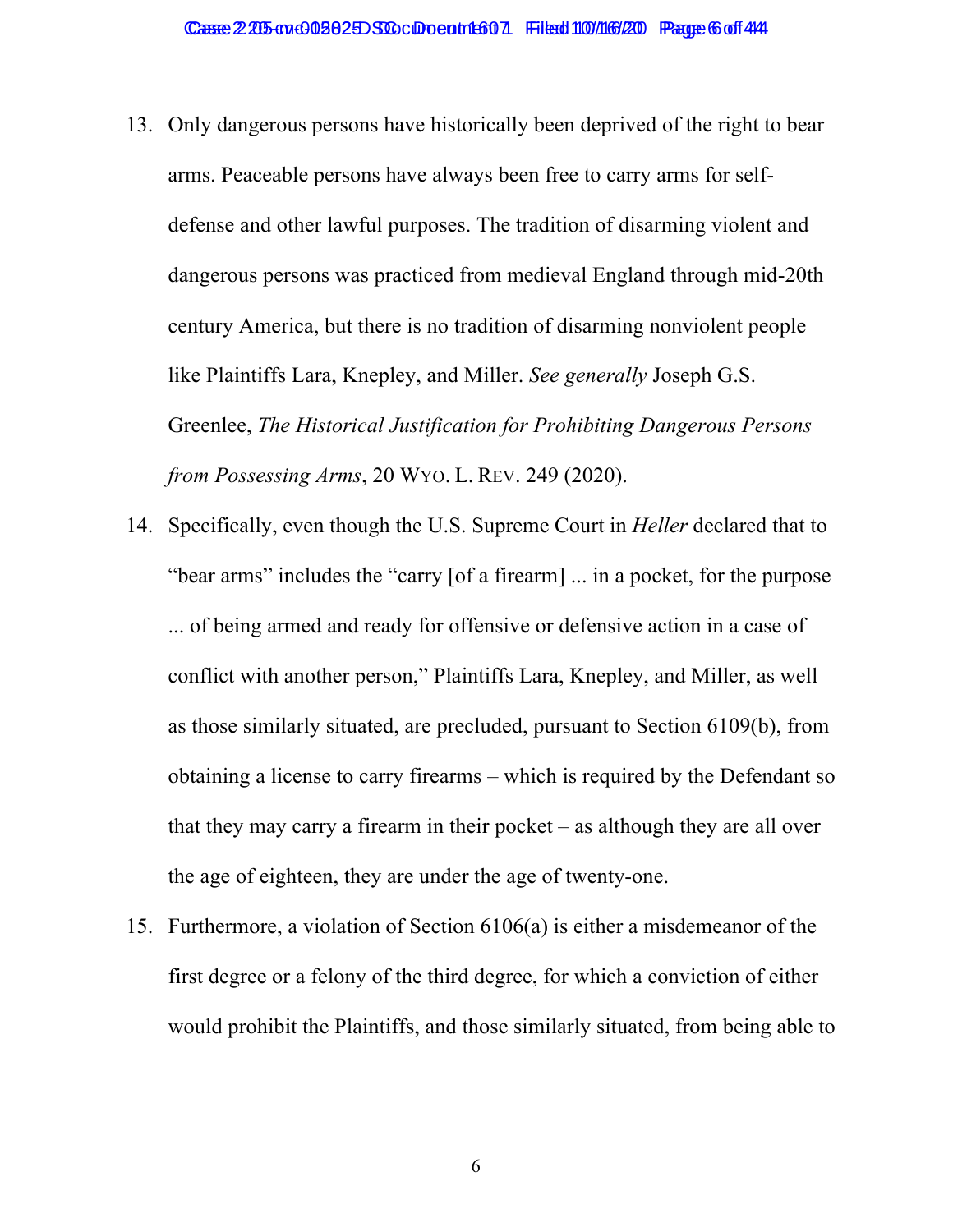13. Only dangerous persons have historically been deprived of the right to bear arms. Peaceable persons have always been free to carry arms for self-defense and other lawful purposes. The tradition of disarming violent and dangerous persons was practiced from medieval England through mid-20th century America, but there is no tradition of disarming nonviolent people like Plaintiffs Lara, Knepley, and Miller. *See generally* Joseph G.S. Greenlee, *The Historical Justification for Prohibiting Dangerous Persons from Possessing Arms*, 20 WYO. L. REV. 249 (2020).

14. Specifically, even though the U.S. Supreme Court in *Heller* declared that to "bear arms" includes the "carry [of a firearm] ... in a pocket, for the purpose ... of being armed and ready for offensive or defensive action in a case of conflict with another person," Plaintiffs Lara, Knepley, and Miller, as well as those similarly situated, are precluded, pursuant to Section 6109(b), from obtaining a license to carry firearms – which is required by the Defendant so that they may carry a firearm in their pocket – as although they are all over the age of eighteen, they are under the age of twenty-one.

15. Furthermore, a violation of Section 6106(a) is either a misdemeanor of the first degree or a felony of the third degree, for which a conviction of either would prohibit the Plaintiffs, and those similarly situated, from being able to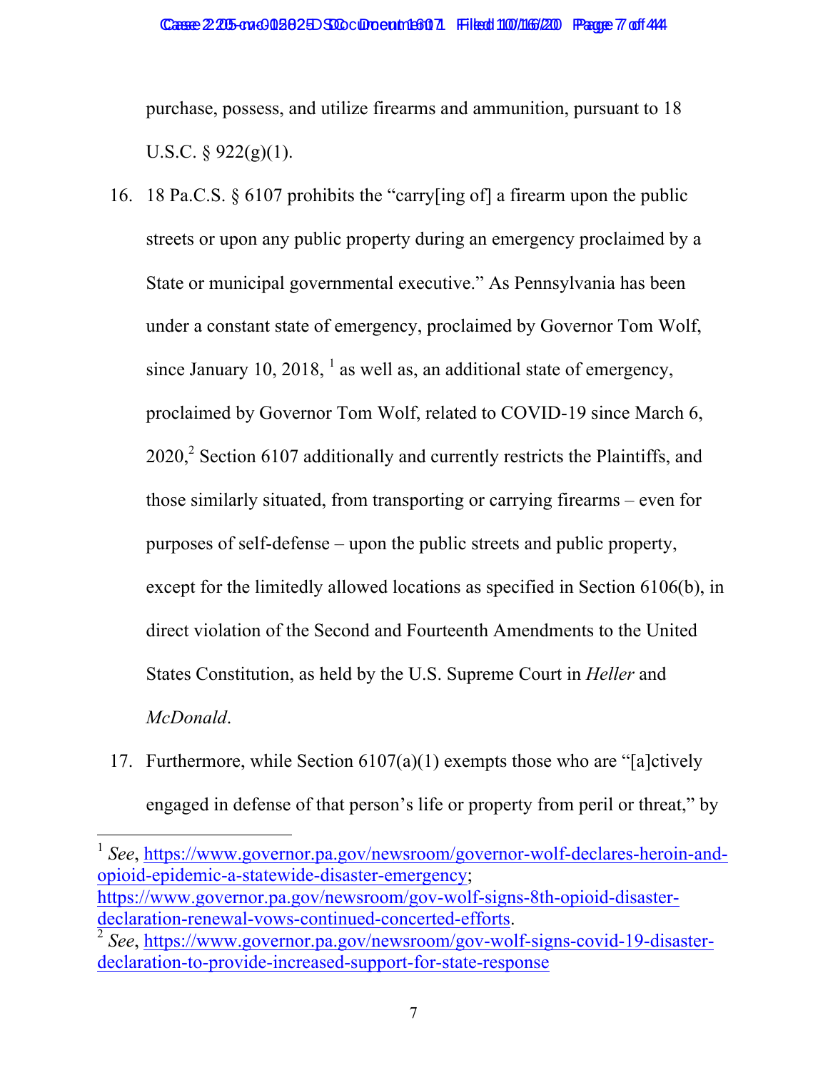purchase, possess, and utilize firearms and ammunition, pursuant to 18 U.S.C. § 922(g)(1).

16. 18 Pa.C.S. § 6107 prohibits the "carry[ing of] a firearm upon the public streets or upon any public property during an emergency proclaimed by a State or municipal governmental executive." As Pennsylvania has been under a constant state of emergency, proclaimed by Governor Tom Wolf, since January 10, 2018, [1] as well as, an additional state of emergency, proclaimed by Governor Tom Wolf, related to COVID-19 since March 6, 2020,[2] Section 6107 additionally and currently restricts the Plaintiffs, and those similarly situated, from transporting or carrying firearms – even for purposes of self-defense – upon the public streets and public property, except for the limitedly allowed locations as specified in Section 6106(b), in direct violation of the Second and Fourteenth Amendments to the United States Constitution, as held by the U.S. Supreme Court in *Heller* and *McDonald*.

17. Furthermore, while Section 6107(a)(1) exempts those who are "[a]ctively engaged in defense of that person's life or property from peril or threat," by

---

[1] *See*, https://www.governor.pa.gov/newsroom/governor-wolf-declares-heroin-and-opioid-epidemic-a-statewide-disaster-emergency; https://www.governor.pa.gov/newsroom/gov-wolf-signs-8th-opioid-disaster-declaration-renewal-vows-continued-concerted-efforts.

[2] *See*, https://www.governor.pa.gov/newsroom/gov-wolf-signs-covid-19-disaster-declaration-to-provide-increased-support-for-state-response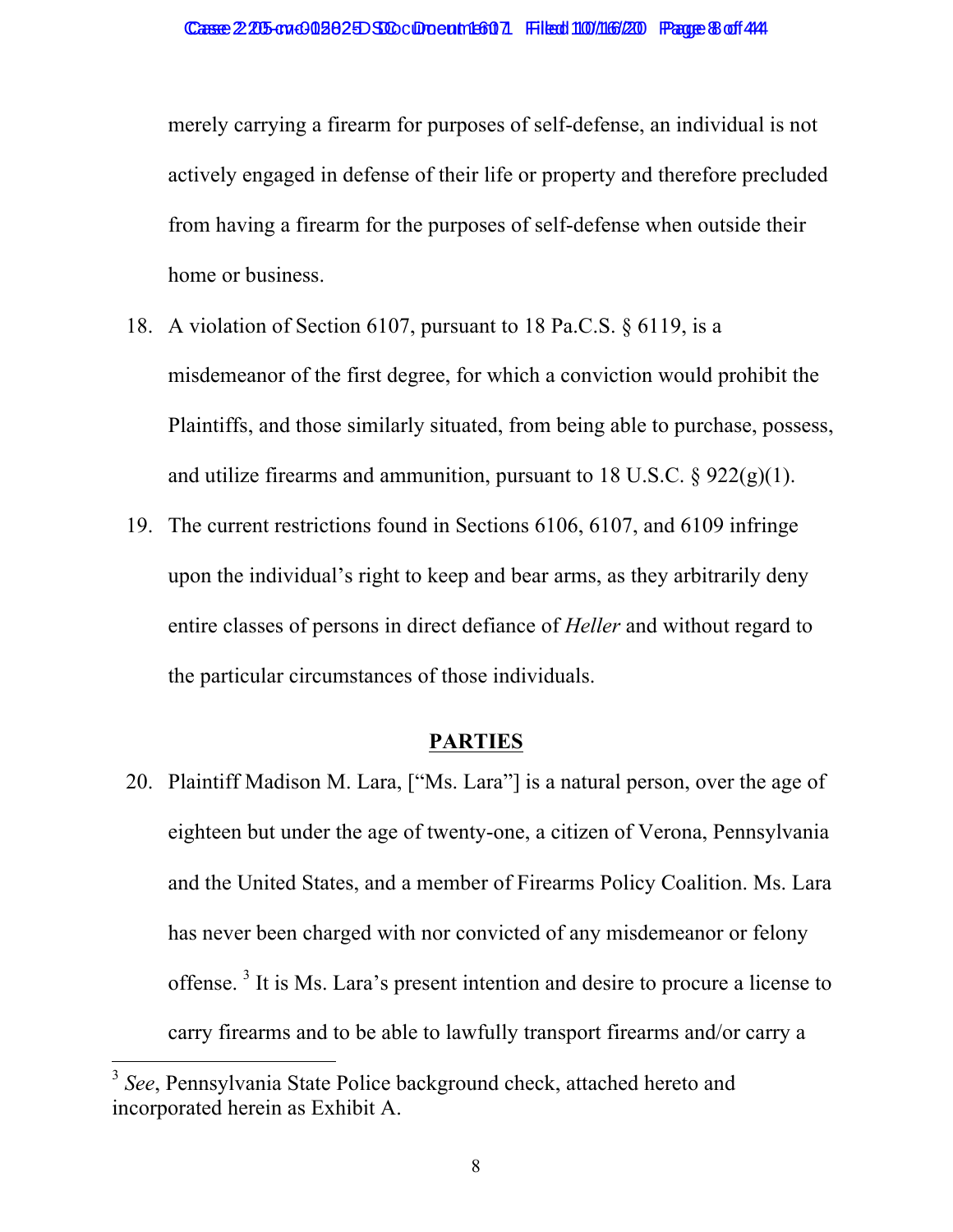merely carrying a firearm for purposes of self-defense, an individual is not actively engaged in defense of their life or property and therefore precluded from having a firearm for the purposes of self-defense when outside their home or business.

18. A violation of Section 6107, pursuant to 18 Pa.C.S. § 6119, is a misdemeanor of the first degree, for which a conviction would prohibit the Plaintiffs, and those similarly situated, from being able to purchase, possess, and utilize firearms and ammunition, pursuant to 18 U.S.C. § 922(g)(1).

19. The current restrictions found in Sections 6106, 6107, and 6109 infringe upon the individual's right to keep and bear arms, as they arbitrarily deny entire classes of persons in direct defiance of *Heller* and without regard to the particular circumstances of those individuals.

## PARTIES

20. Plaintiff Madison M. Lara, ["Ms. Lara"] is a natural person, over the age of eighteen but under the age of twenty-one, a citizen of Verona, Pennsylvania and the United States, and a member of Firearms Policy Coalition. Ms. Lara has never been charged with nor convicted of any misdemeanor or felony offense.[3] It is Ms. Lara's present intention and desire to procure a license to carry firearms and to be able to lawfully transport firearms and/or carry a

[3] *See*, Pennsylvania State Police background check, attached hereto and incorporated herein as Exhibit A.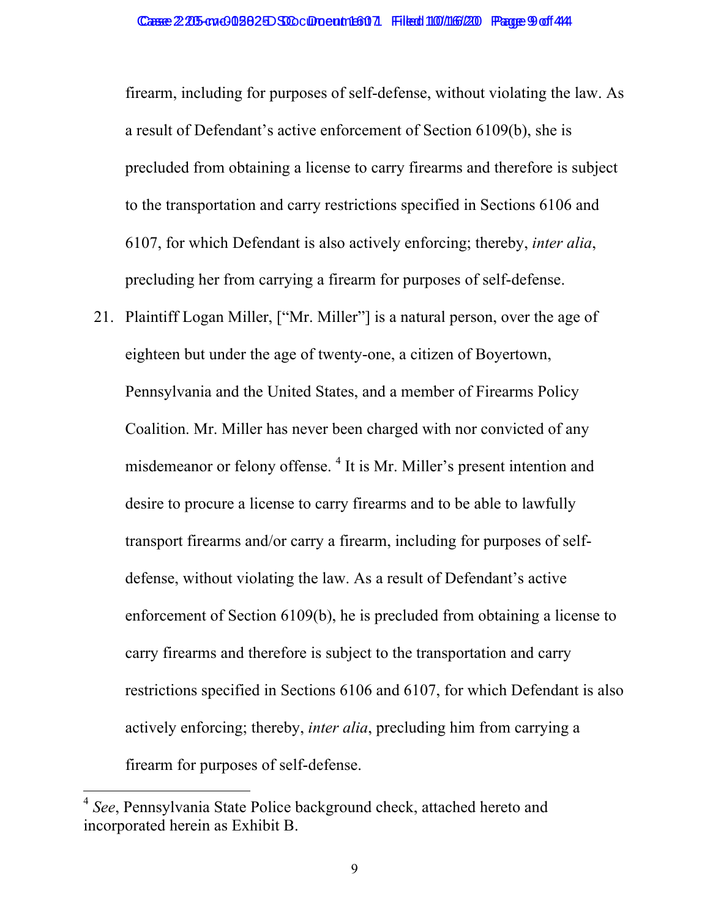firearm, including for purposes of self-defense, without violating the law. As a result of Defendant's active enforcement of Section 6109(b), she is precluded from obtaining a license to carry firearms and therefore is subject to the transportation and carry restrictions specified in Sections 6106 and 6107, for which Defendant is also actively enforcing; thereby, *inter alia*, precluding her from carrying a firearm for purposes of self-defense.

21. Plaintiff Logan Miller, ["Mr. Miller"] is a natural person, over the age of eighteen but under the age of twenty-one, a citizen of Boyertown, Pennsylvania and the United States, and a member of Firearms Policy Coalition. Mr. Miller has never been charged with nor convicted of any misdemeanor or felony offense. [4] It is Mr. Miller's present intention and desire to procure a license to carry firearms and to be able to lawfully transport firearms and/or carry a firearm, including for purposes of self-defense, without violating the law. As a result of Defendant's active enforcement of Section 6109(b), he is precluded from obtaining a license to carry firearms and therefore is subject to the transportation and carry restrictions specified in Sections 6106 and 6107, for which Defendant is also actively enforcing; thereby, *inter alia*, precluding him from carrying a firearm for purposes of self-defense.

[4] *See*, Pennsylvania State Police background check, attached hereto and incorporated herein as Exhibit B.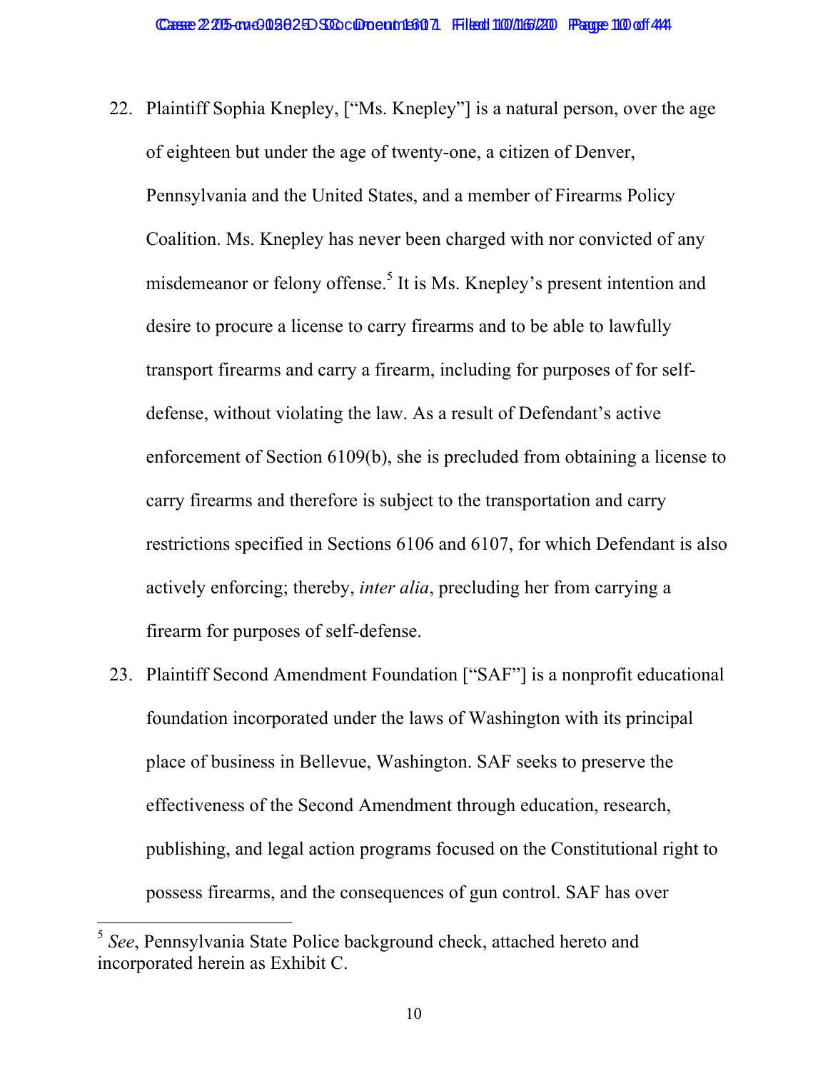22. Plaintiff Sophia Knepley, ["Ms. Knepley"] is a natural person, over the age of eighteen but under the age of twenty-one, a citizen of Denver, Pennsylvania and the United States, and a member of Firearms Policy Coalition. Ms. Knepley has never been charged with nor convicted of any misdemeanor or felony offense.[5] It is Ms. Knepley's present intention and desire to procure a license to carry firearms and to be able to lawfully transport firearms and carry a firearm, including for purposes of for self-defense, without violating the law. As a result of Defendant's active enforcement of Section 6109(b), she is precluded from obtaining a license to carry firearms and therefore is subject to the transportation and carry restrictions specified in Sections 6106 and 6107, for which Defendant is also actively enforcing; thereby, *inter alia*, precluding her from carrying a firearm for purposes of self-defense.

23. Plaintiff Second Amendment Foundation ["SAF"] is a nonprofit educational foundation incorporated under the laws of Washington with its principal place of business in Bellevue, Washington. SAF seeks to preserve the effectiveness of the Second Amendment through education, research, publishing, and legal action programs focused on the Constitutional right to possess firearms, and the consequences of gun control. SAF has over

---

[5] *See*, Pennsylvania State Police background check, attached hereto and incorporated herein as Exhibit C.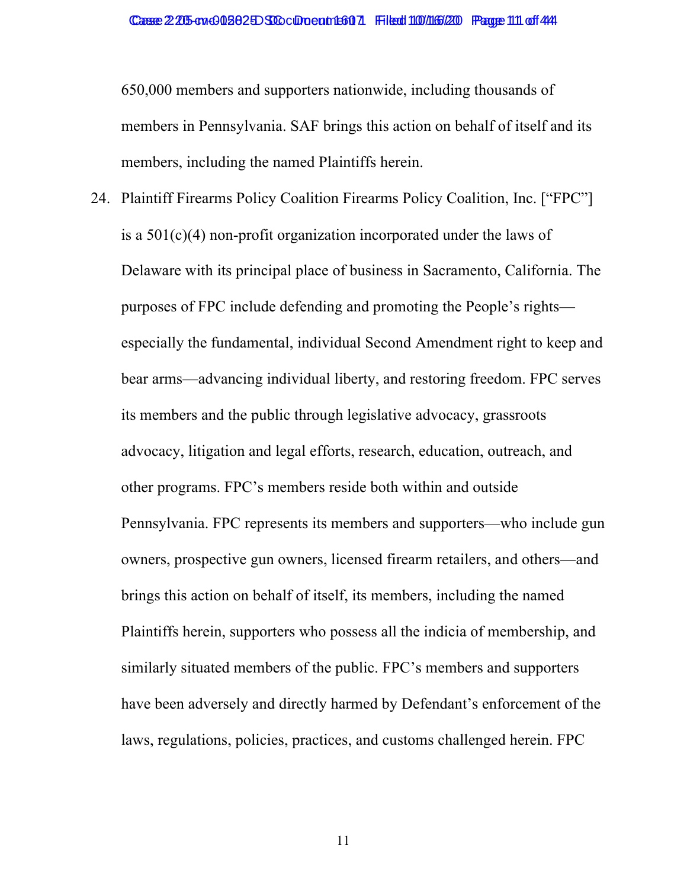650,000 members and supporters nationwide, including thousands of members in Pennsylvania. SAF brings this action on behalf of itself and its members, including the named Plaintiffs herein.

24. Plaintiff Firearms Policy Coalition Firearms Policy Coalition, Inc. ["FPC"] is a 501(c)(4) non-profit organization incorporated under the laws of Delaware with its principal place of business in Sacramento, California. The purposes of FPC include defending and promoting the People's rights—especially the fundamental, individual Second Amendment right to keep and bear arms—advancing individual liberty, and restoring freedom. FPC serves its members and the public through legislative advocacy, grassroots advocacy, litigation and legal efforts, research, education, outreach, and other programs. FPC's members reside both within and outside Pennsylvania. FPC represents its members and supporters—who include gun owners, prospective gun owners, licensed firearm retailers, and others—and brings this action on behalf of itself, its members, including the named Plaintiffs herein, supporters who possess all the indicia of membership, and similarly situated members of the public. FPC's members and supporters have been adversely and directly harmed by Defendant's enforcement of the laws, regulations, policies, practices, and customs challenged herein. FPC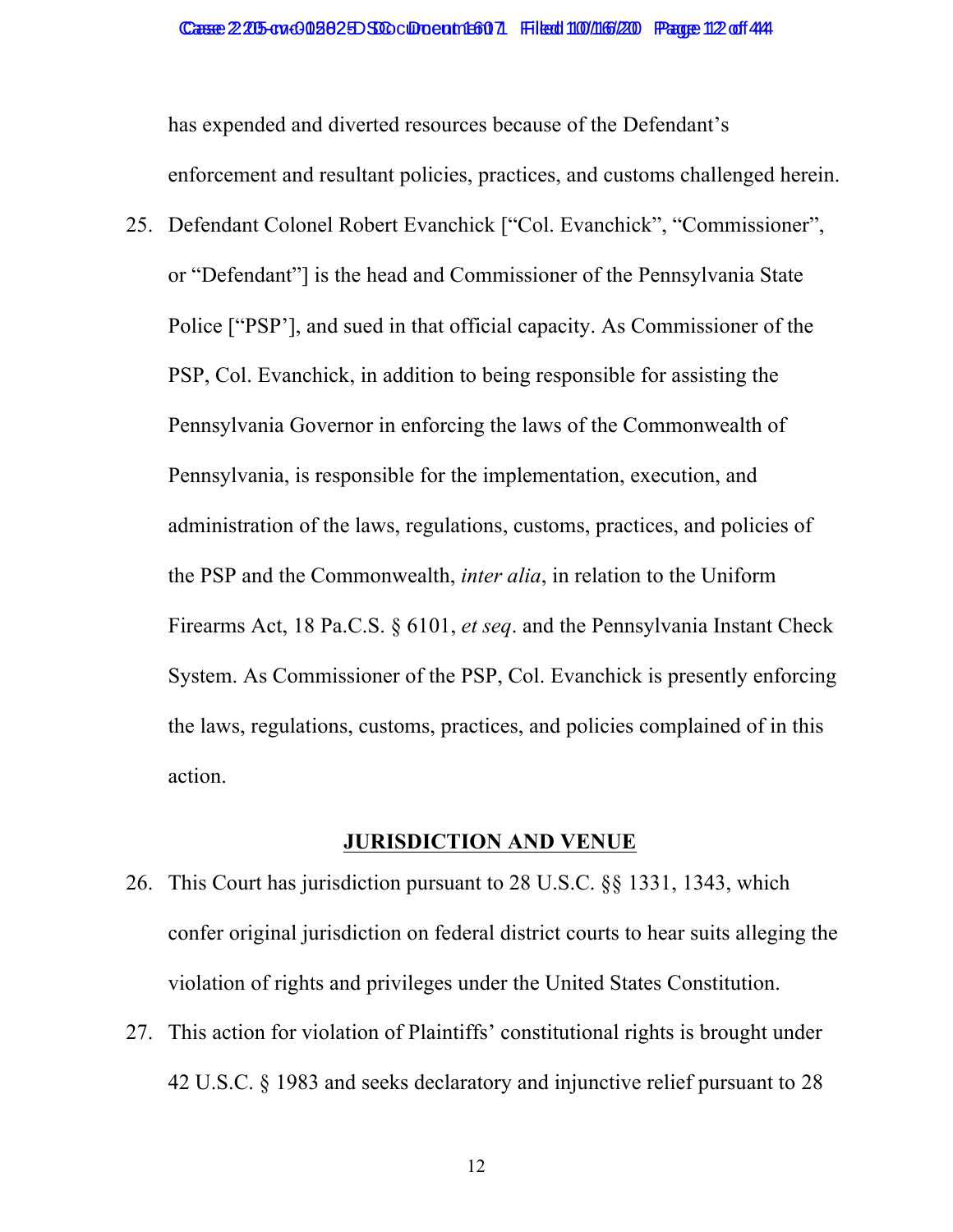has expended and diverted resources because of the Defendant's enforcement and resultant policies, practices, and customs challenged herein.

25. Defendant Colonel Robert Evanchick ["Col. Evanchick", "Commissioner", or "Defendant"] is the head and Commissioner of the Pennsylvania State Police ["PSP'], and sued in that official capacity. As Commissioner of the PSP, Col. Evanchick, in addition to being responsible for assisting the Pennsylvania Governor in enforcing the laws of the Commonwealth of Pennsylvania, is responsible for the implementation, execution, and administration of the laws, regulations, customs, practices, and policies of the PSP and the Commonwealth, *inter alia*, in relation to the Uniform Firearms Act, 18 Pa.C.S. § 6101, *et seq*. and the Pennsylvania Instant Check System. As Commissioner of the PSP, Col. Evanchick is presently enforcing the laws, regulations, customs, practices, and policies complained of in this action.

## JURISDICTION AND VENUE

26. This Court has jurisdiction pursuant to 28 U.S.C. §§ 1331, 1343, which confer original jurisdiction on federal district courts to hear suits alleging the violation of rights and privileges under the United States Constitution.

27. This action for violation of Plaintiffs' constitutional rights is brought under 42 U.S.C. § 1983 and seeks declaratory and injunctive relief pursuant to 28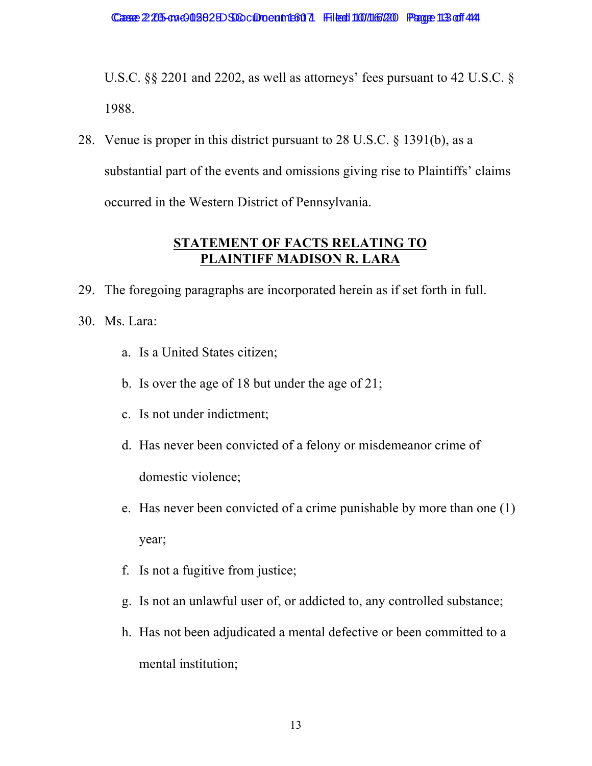U.S.C. §§ 2201 and 2202, as well as attorneys' fees pursuant to 42 U.S.C. § 1988.

28. Venue is proper in this district pursuant to 28 U.S.C. § 1391(b), as a substantial part of the events and omissions giving rise to Plaintiffs' claims occurred in the Western District of Pennsylvania.

## STATEMENT OF FACTS RELATING TO PLAINTIFF MADISON R. LARA

29. The foregoing paragraphs are incorporated herein as if set forth in full.

30. Ms. Lara:

    a. Is a United States citizen;

    b. Is over the age of 18 but under the age of 21;

    c. Is not under indictment;

    d. Has never been convicted of a felony or misdemeanor crime of domestic violence;

    e. Has never been convicted of a crime punishable by more than one (1) year;

    f. Is not a fugitive from justice;

    g. Is not an unlawful user of, or addicted to, any controlled substance;

    h. Has not been adjudicated a mental defective or been committed to a mental institution;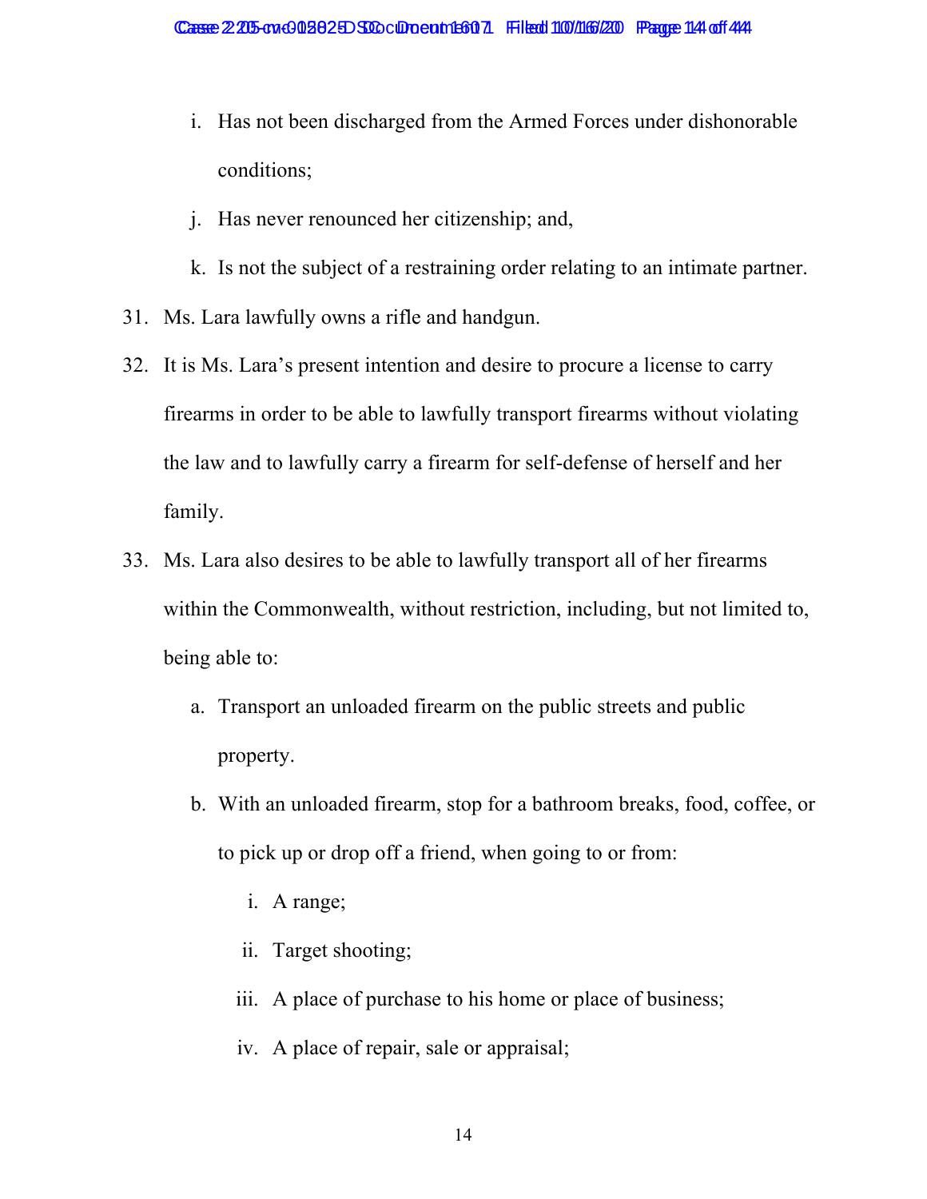i. Has not been discharged from the Armed Forces under dishonorable conditions;

   j. Has never renounced her citizenship; and,

   k. Is not the subject of a restraining order relating to an intimate partner.

31. Ms. Lara lawfully owns a rifle and handgun.

32. It is Ms. Lara's present intention and desire to procure a license to carry firearms in order to be able to lawfully transport firearms without violating the law and to lawfully carry a firearm for self-defense of herself and her family.

33. Ms. Lara also desires to be able to lawfully transport all of her firearms within the Commonwealth, without restriction, including, but not limited to, being able to:

   a. Transport an unloaded firearm on the public streets and public property.

   b. With an unloaded firearm, stop for a bathroom breaks, food, coffee, or to pick up or drop off a friend, when going to or from:

      i. A range;

      ii. Target shooting;

      iii. A place of purchase to his home or place of business;

      iv. A place of repair, sale or appraisal;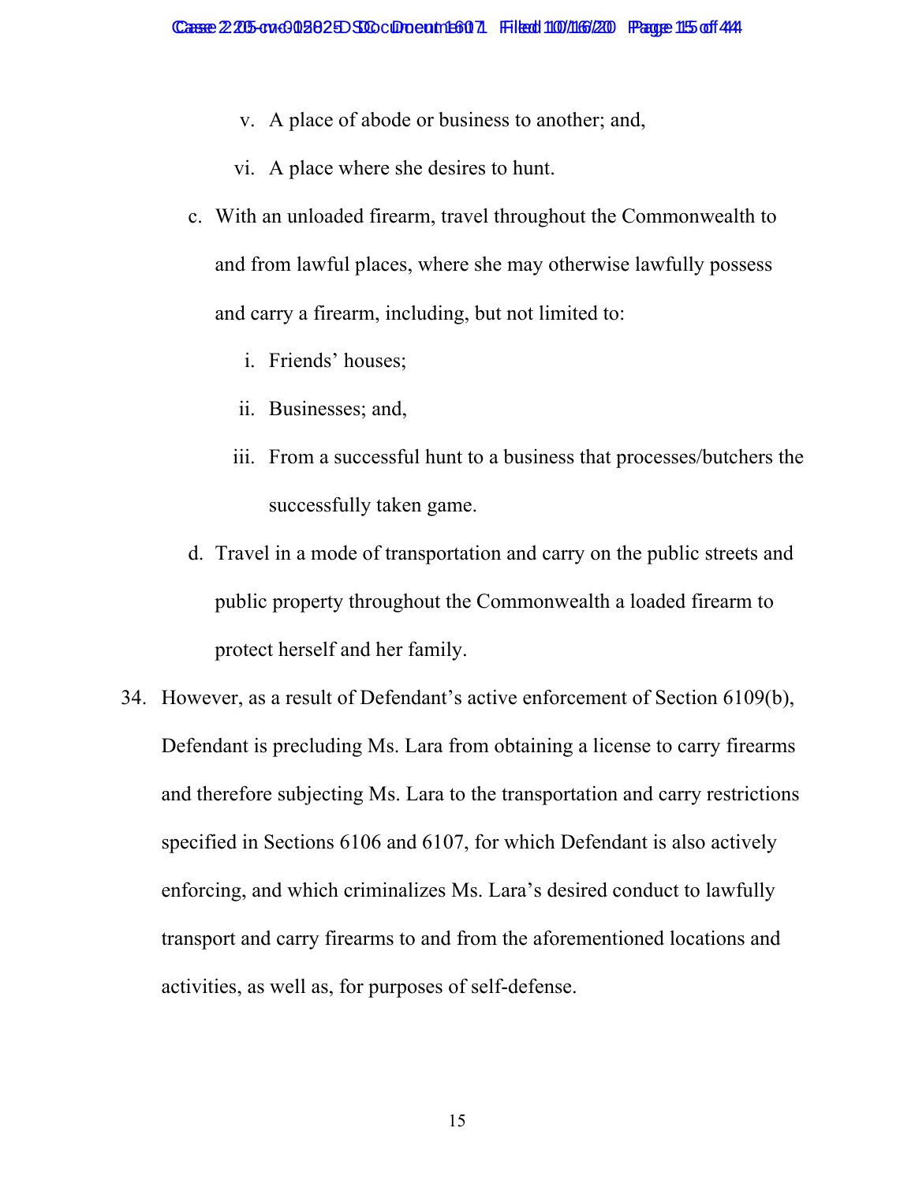v. A place of abode or business to another; and,

vi. A place where she desires to hunt.

c. With an unloaded firearm, travel throughout the Commonwealth to and from lawful places, where she may otherwise lawfully possess and carry a firearm, including, but not limited to:

   i. Friends' houses;

   ii. Businesses; and,

   iii. From a successful hunt to a business that processes/butchers the successfully taken game.

d. Travel in a mode of transportation and carry on the public streets and public property throughout the Commonwealth a loaded firearm to protect herself and her family.

34. However, as a result of Defendant's active enforcement of Section 6109(b), Defendant is precluding Ms. Lara from obtaining a license to carry firearms and therefore subjecting Ms. Lara to the transportation and carry restrictions specified in Sections 6106 and 6107, for which Defendant is also actively enforcing, and which criminalizes Ms. Lara's desired conduct to lawfully transport and carry firearms to and from the aforementioned locations and activities, as well as, for purposes of self-defense.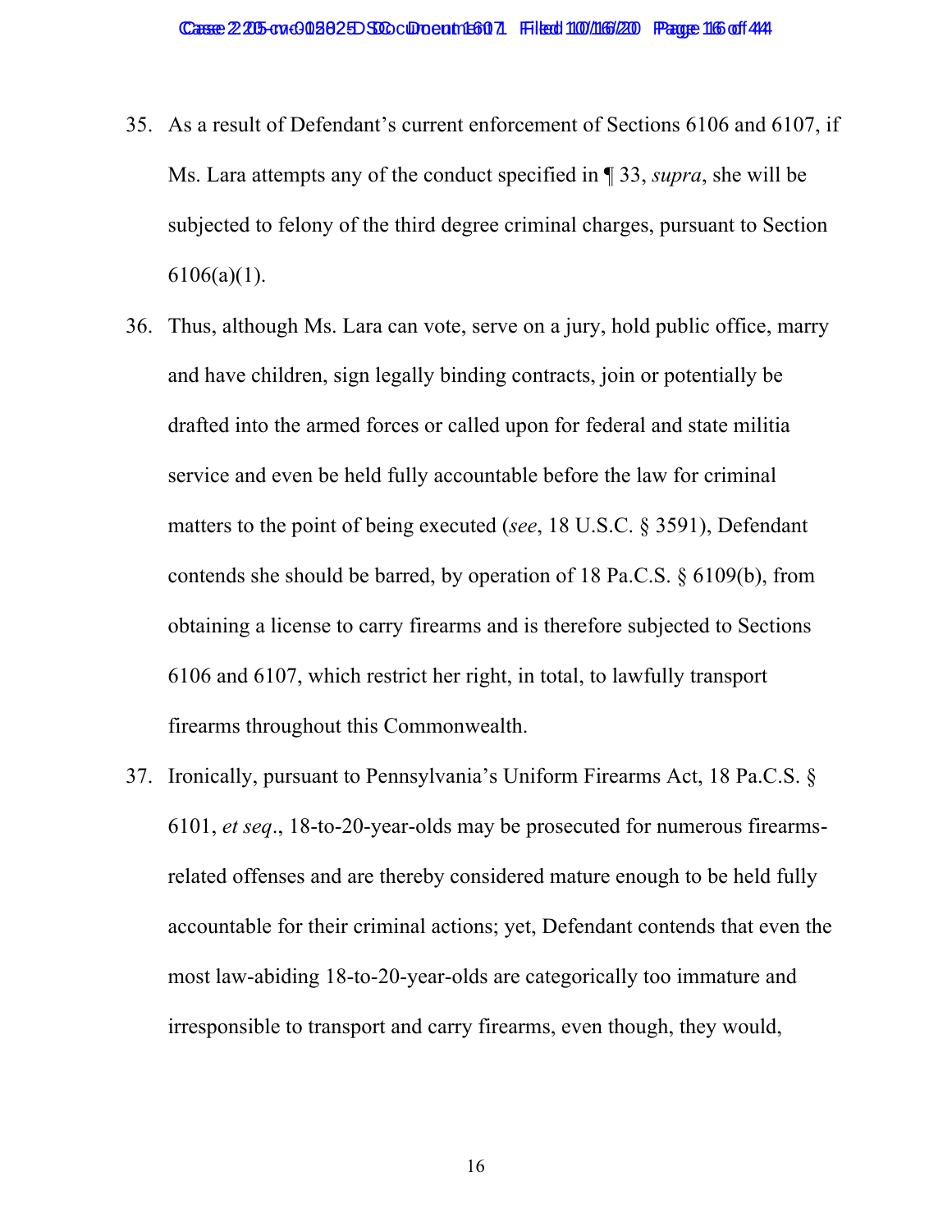35. As a result of Defendant's current enforcement of Sections 6106 and 6107, if Ms. Lara attempts any of the conduct specified in ¶ 33, *supra*, she will be subjected to felony of the third degree criminal charges, pursuant to Section 6106(a)(1).

36. Thus, although Ms. Lara can vote, serve on a jury, hold public office, marry and have children, sign legally binding contracts, join or potentially be drafted into the armed forces or called upon for federal and state militia service and even be held fully accountable before the law for criminal matters to the point of being executed (*see*, 18 U.S.C. § 3591), Defendant contends she should be barred, by operation of 18 Pa.C.S. § 6109(b), from obtaining a license to carry firearms and is therefore subjected to Sections 6106 and 6107, which restrict her right, in total, to lawfully transport firearms throughout this Commonwealth.

37. Ironically, pursuant to Pennsylvania's Uniform Firearms Act, 18 Pa.C.S. § 6101, *et seq*., 18-to-20-year-olds may be prosecuted for numerous firearms-related offenses and are thereby considered mature enough to be held fully accountable for their criminal actions; yet, Defendant contends that even the most law-abiding 18-to-20-year-olds are categorically too immature and irresponsible to transport and carry firearms, even though, they would,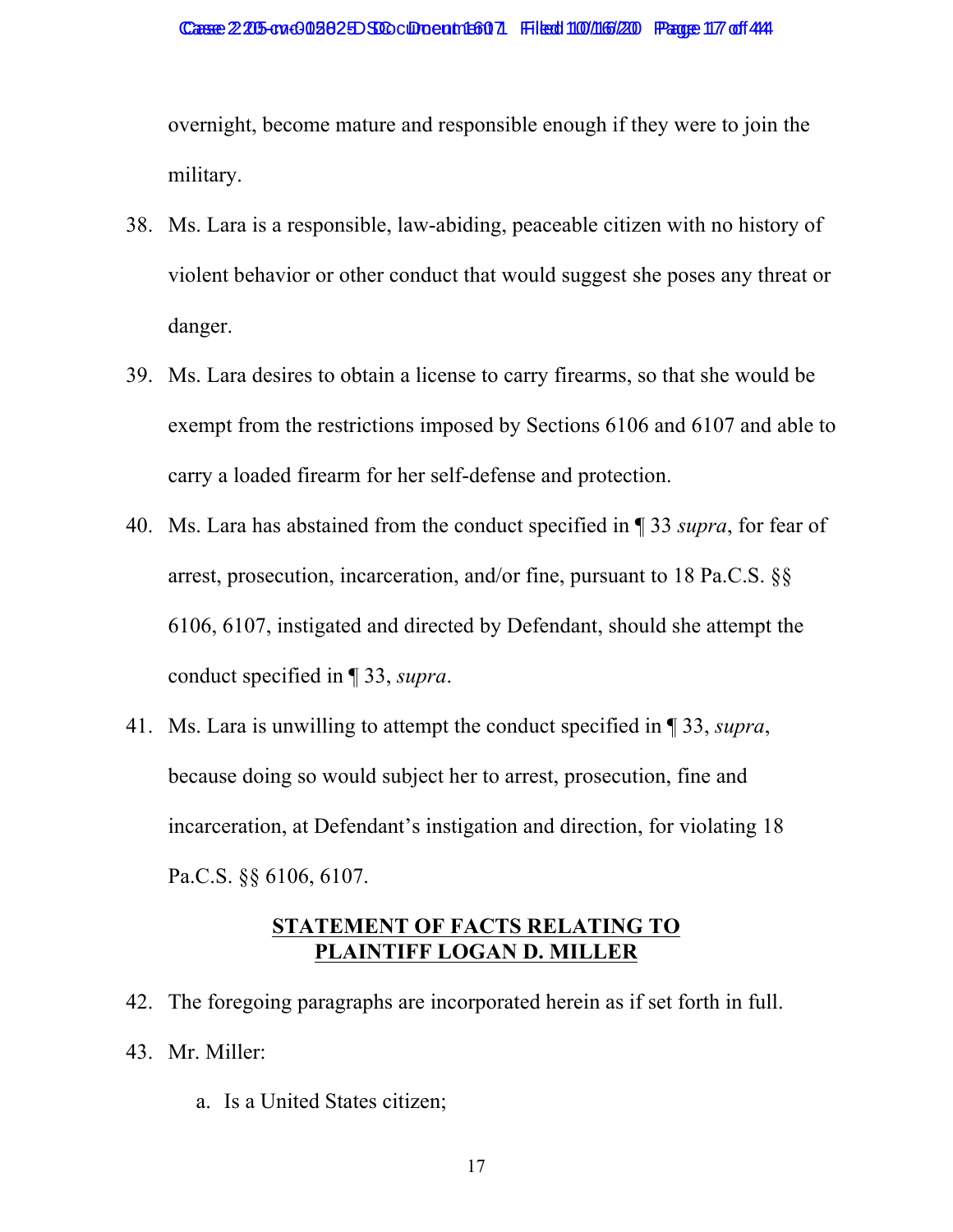overnight, become mature and responsible enough if they were to join the military.

38. Ms. Lara is a responsible, law-abiding, peaceable citizen with no history of violent behavior or other conduct that would suggest she poses any threat or danger.

39. Ms. Lara desires to obtain a license to carry firearms, so that she would be exempt from the restrictions imposed by Sections 6106 and 6107 and able to carry a loaded firearm for her self-defense and protection.

40. Ms. Lara has abstained from the conduct specified in ¶ 33 *supra*, for fear of arrest, prosecution, incarceration, and/or fine, pursuant to 18 Pa.C.S. §§ 6106, 6107, instigated and directed by Defendant, should she attempt the conduct specified in ¶ 33, *supra*.

41. Ms. Lara is unwilling to attempt the conduct specified in ¶ 33, *supra*, because doing so would subject her to arrest, prosecution, fine and incarceration, at Defendant's instigation and direction, for violating 18 Pa.C.S. §§ 6106, 6107.

## STATEMENT OF FACTS RELATING TO PLAINTIFF LOGAN D. MILLER

42. The foregoing paragraphs are incorporated herein as if set forth in full.

43. Mr. Miller:

    a. Is a United States citizen;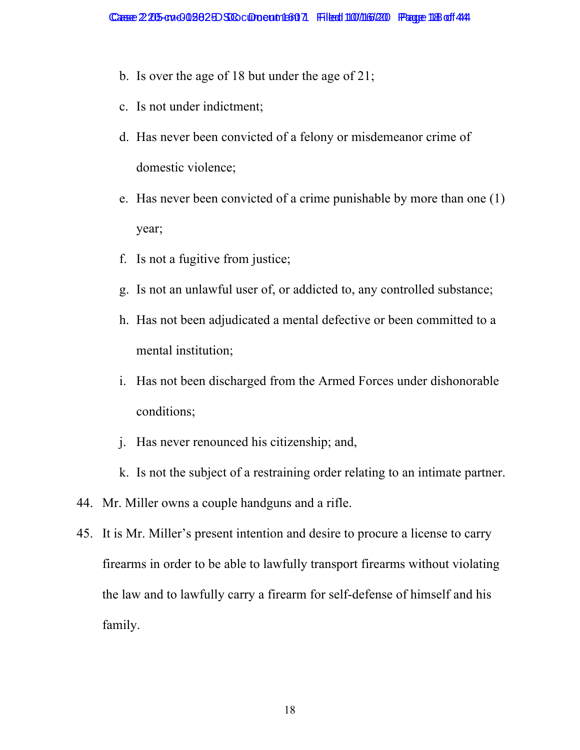b. Is over the age of 18 but under the age of 21;

c. Is not under indictment;

d. Has never been convicted of a felony or misdemeanor crime of domestic violence;

e. Has never been convicted of a crime punishable by more than one (1) year;

f. Is not a fugitive from justice;

g. Is not an unlawful user of, or addicted to, any controlled substance;

h. Has not been adjudicated a mental defective or been committed to a mental institution;

i. Has not been discharged from the Armed Forces under dishonorable conditions;

j. Has never renounced his citizenship; and,

k. Is not the subject of a restraining order relating to an intimate partner.

44. Mr. Miller owns a couple handguns and a rifle.

45. It is Mr. Miller's present intention and desire to procure a license to carry firearms in order to be able to lawfully transport firearms without violating the law and to lawfully carry a firearm for self-defense of himself and his family.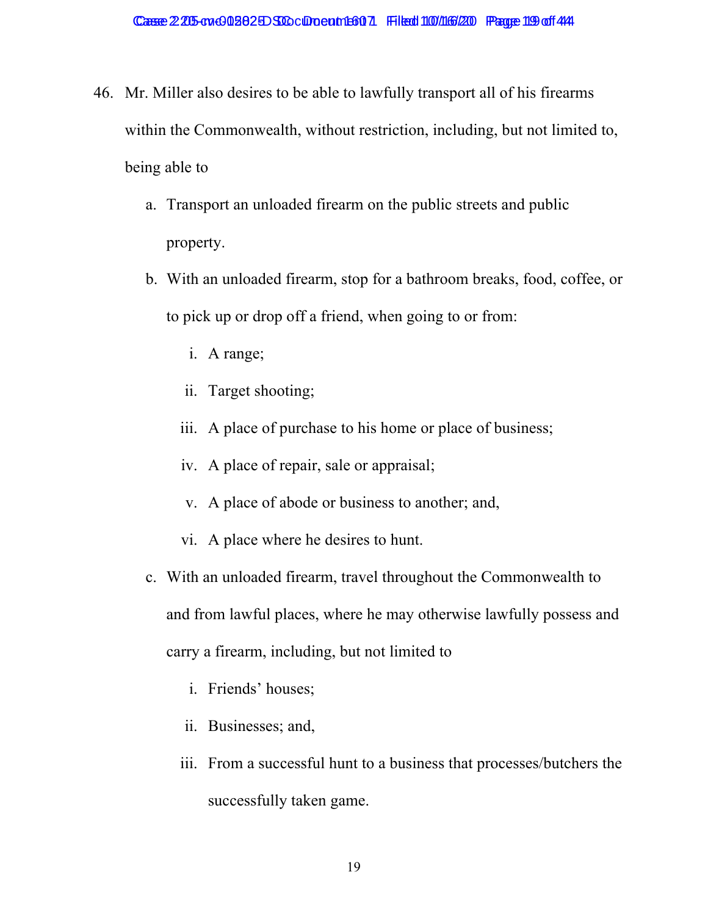46. Mr. Miller also desires to be able to lawfully transport all of his firearms within the Commonwealth, without restriction, including, but not limited to, being able to

    a. Transport an unloaded firearm on the public streets and public property.

    b. With an unloaded firearm, stop for a bathroom breaks, food, coffee, or to pick up or drop off a friend, when going to or from:

        i. A range;

        ii. Target shooting;

        iii. A place of purchase to his home or place of business;

        iv. A place of repair, sale or appraisal;

        v. A place of abode or business to another; and,

        vi. A place where he desires to hunt.

    c. With an unloaded firearm, travel throughout the Commonwealth to and from lawful places, where he may otherwise lawfully possess and carry a firearm, including, but not limited to

        i. Friends' houses;

        ii. Businesses; and,

        iii. From a successful hunt to a business that processes/butchers the successfully taken game.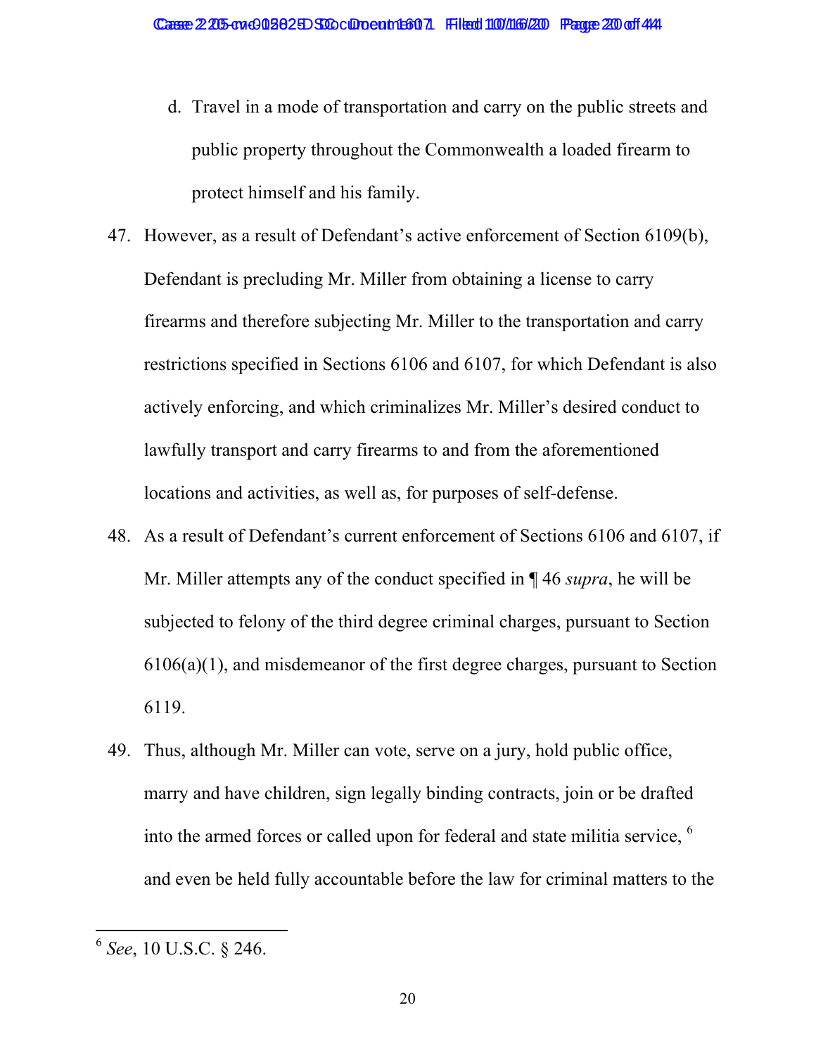d. Travel in a mode of transportation and carry on the public streets and public property throughout the Commonwealth a loaded firearm to protect himself and his family.

47. However, as a result of Defendant's active enforcement of Section 6109(b), Defendant is precluding Mr. Miller from obtaining a license to carry firearms and therefore subjecting Mr. Miller to the transportation and carry restrictions specified in Sections 6106 and 6107, for which Defendant is also actively enforcing, and which criminalizes Mr. Miller's desired conduct to lawfully transport and carry firearms to and from the aforementioned locations and activities, as well as, for purposes of self-defense.

48. As a result of Defendant's current enforcement of Sections 6106 and 6107, if Mr. Miller attempts any of the conduct specified in ¶ 46 *supra*, he will be subjected to felony of the third degree criminal charges, pursuant to Section 6106(a)(1), and misdemeanor of the first degree charges, pursuant to Section 6119.

49. Thus, although Mr. Miller can vote, serve on a jury, hold public office, marry and have children, sign legally binding contracts, join or be drafted into the armed forces or called upon for federal and state militia service, [6] and even be held fully accountable before the law for criminal matters to the

---

[6] *See*, 10 U.S.C. § 246.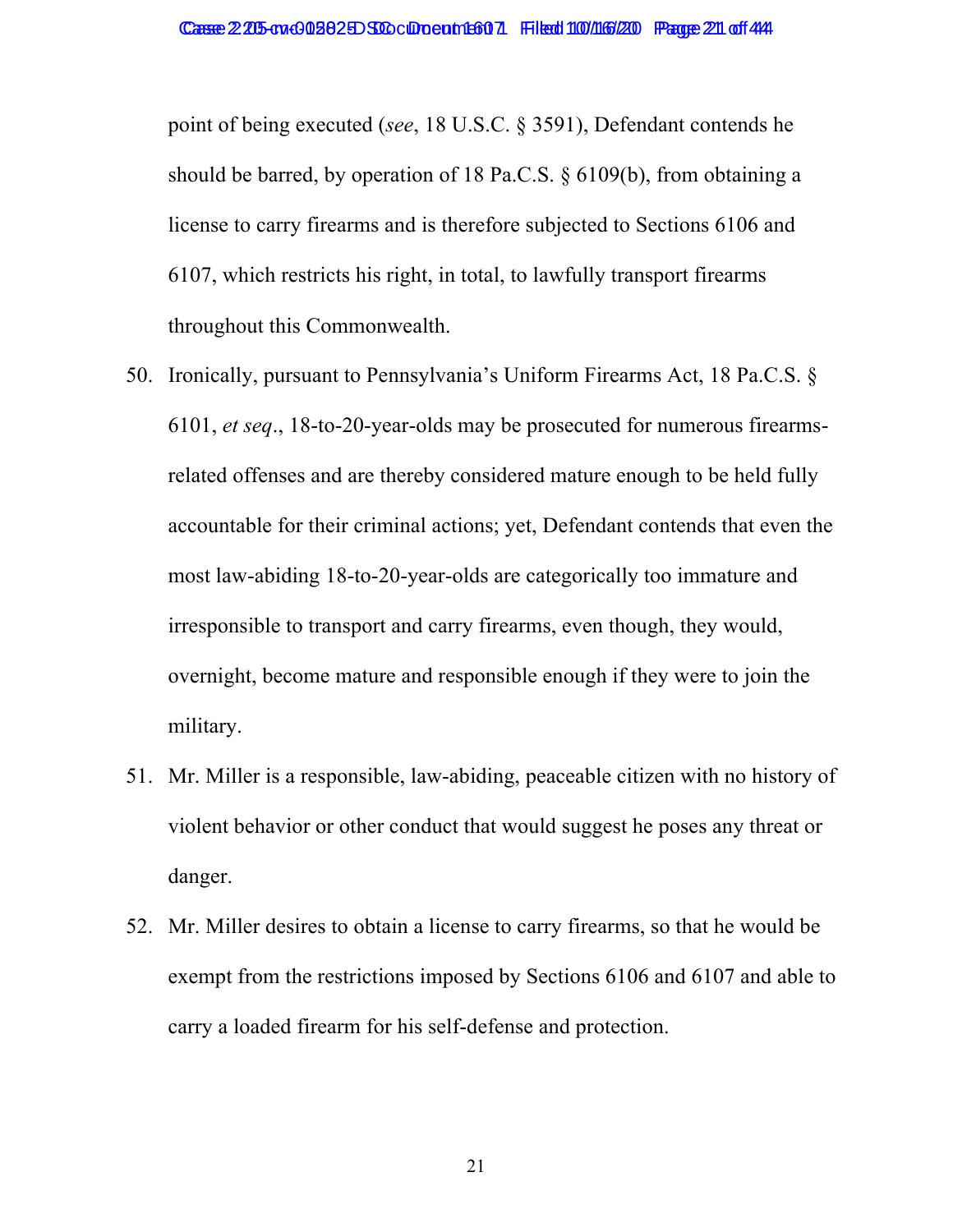point of being executed (*see*, 18 U.S.C. § 3591), Defendant contends he should be barred, by operation of 18 Pa.C.S. § 6109(b), from obtaining a license to carry firearms and is therefore subjected to Sections 6106 and 6107, which restricts his right, in total, to lawfully transport firearms throughout this Commonwealth.

50. Ironically, pursuant to Pennsylvania's Uniform Firearms Act, 18 Pa.C.S. § 6101, *et seq*., 18-to-20-year-olds may be prosecuted for numerous firearms-related offenses and are thereby considered mature enough to be held fully accountable for their criminal actions; yet, Defendant contends that even the most law-abiding 18-to-20-year-olds are categorically too immature and irresponsible to transport and carry firearms, even though, they would, overnight, become mature and responsible enough if they were to join the military.

51. Mr. Miller is a responsible, law-abiding, peaceable citizen with no history of violent behavior or other conduct that would suggest he poses any threat or danger.

52. Mr. Miller desires to obtain a license to carry firearms, so that he would be exempt from the restrictions imposed by Sections 6106 and 6107 and able to carry a loaded firearm for his self-defense and protection.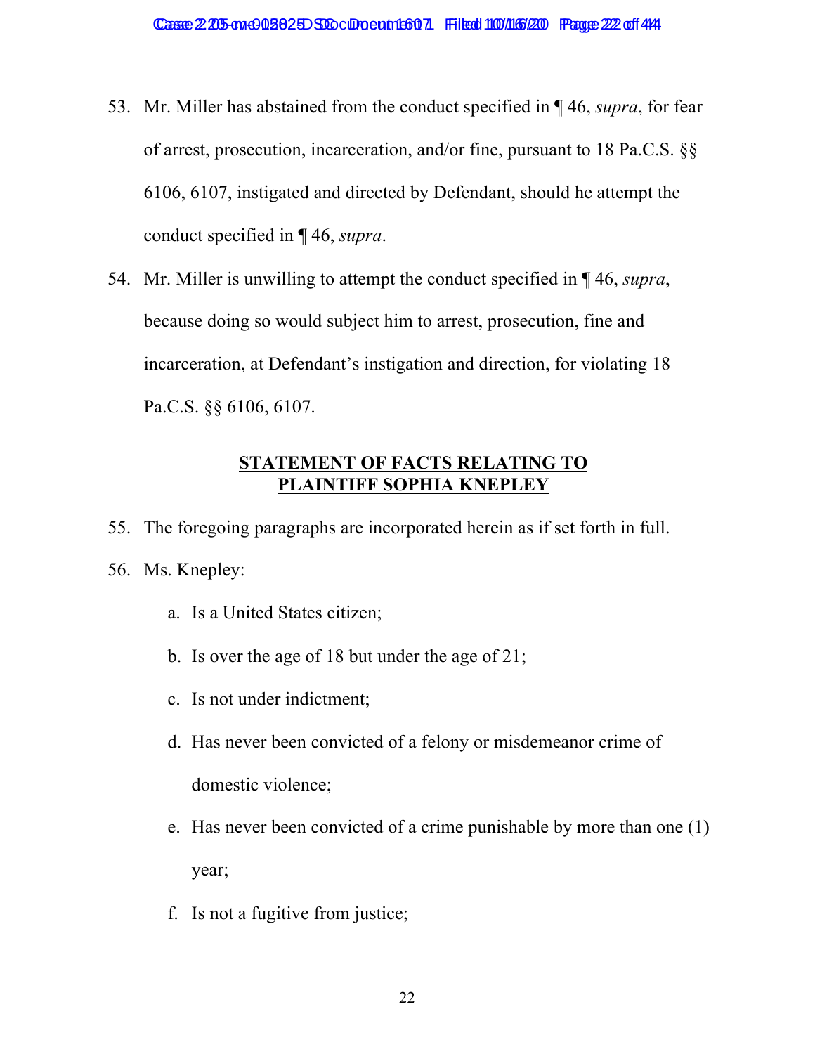53. Mr. Miller has abstained from the conduct specified in ¶ 46, *supra*, for fear of arrest, prosecution, incarceration, and/or fine, pursuant to 18 Pa.C.S. §§ 6106, 6107, instigated and directed by Defendant, should he attempt the conduct specified in ¶ 46, *supra*.

54. Mr. Miller is unwilling to attempt the conduct specified in ¶ 46, *supra*, because doing so would subject him to arrest, prosecution, fine and incarceration, at Defendant's instigation and direction, for violating 18 Pa.C.S. §§ 6106, 6107.

## STATEMENT OF FACTS RELATING TO PLAINTIFF SOPHIA KNEPLEY

55. The foregoing paragraphs are incorporated herein as if set forth in full.

56. Ms. Knepley:

    a. Is a United States citizen;

    b. Is over the age of 18 but under the age of 21;

    c. Is not under indictment;

    d. Has never been convicted of a felony or misdemeanor crime of domestic violence;

    e. Has never been convicted of a crime punishable by more than one (1) year;

    f. Is not a fugitive from justice;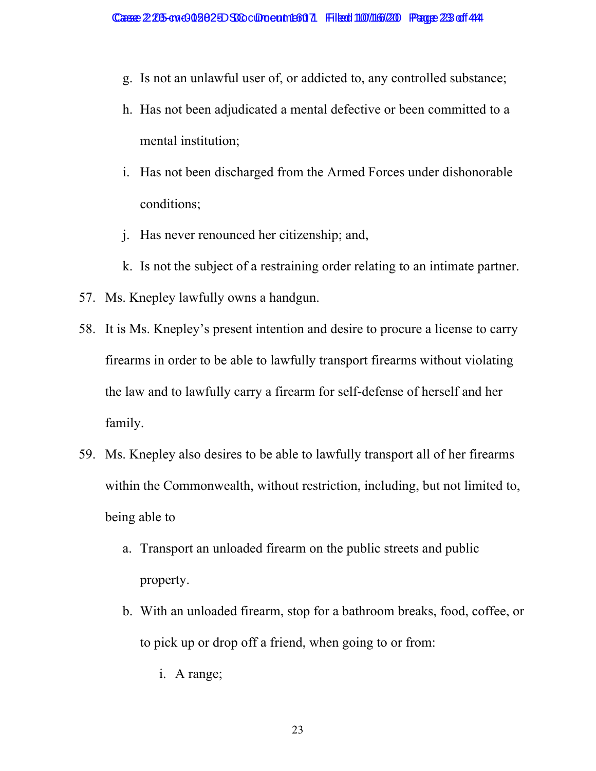g. Is not an unlawful user of, or addicted to, any controlled substance;

h. Has not been adjudicated a mental defective or been committed to a mental institution;

i. Has not been discharged from the Armed Forces under dishonorable conditions;

j. Has never renounced her citizenship; and,

k. Is not the subject of a restraining order relating to an intimate partner.

57. Ms. Knepley lawfully owns a handgun.

58. It is Ms. Knepley's present intention and desire to procure a license to carry firearms in order to be able to lawfully transport firearms without violating the law and to lawfully carry a firearm for self-defense of herself and her family.

59. Ms. Knepley also desires to be able to lawfully transport all of her firearms within the Commonwealth, without restriction, including, but not limited to, being able to

   a. Transport an unloaded firearm on the public streets and public property.

   b. With an unloaded firearm, stop for a bathroom breaks, food, coffee, or to pick up or drop off a friend, when going to or from:

      i. A range;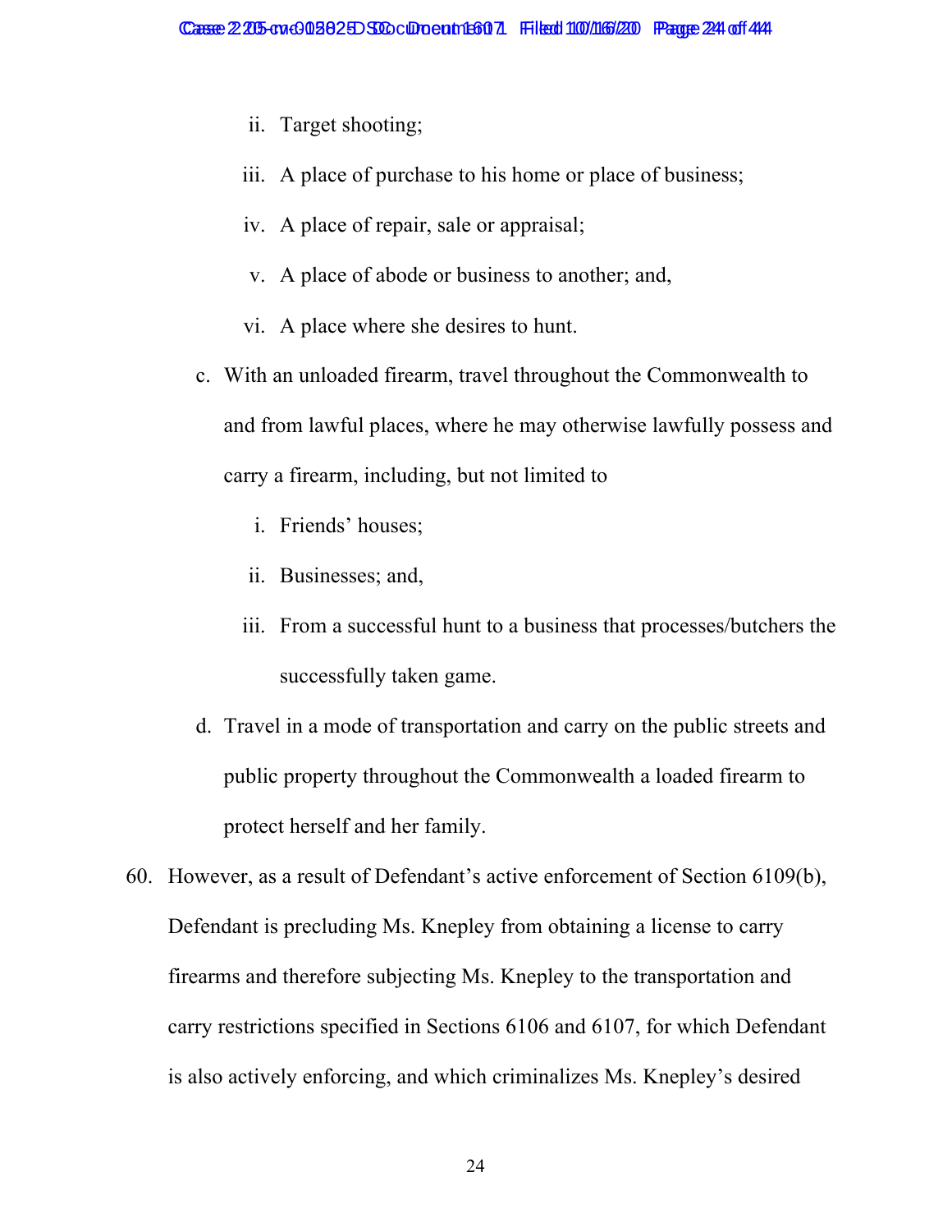ii. Target shooting;

iii. A place of purchase to his home or place of business;

iv. A place of repair, sale or appraisal;

v. A place of abode or business to another; and,

vi. A place where she desires to hunt.

c. With an unloaded firearm, travel throughout the Commonwealth to and from lawful places, where he may otherwise lawfully possess and carry a firearm, including, but not limited to

   i. Friends' houses;

   ii. Businesses; and,

   iii. From a successful hunt to a business that processes/butchers the successfully taken game.

d. Travel in a mode of transportation and carry on the public streets and public property throughout the Commonwealth a loaded firearm to protect herself and her family.

60. However, as a result of Defendant's active enforcement of Section 6109(b), Defendant is precluding Ms. Knepley from obtaining a license to carry firearms and therefore subjecting Ms. Knepley to the transportation and carry restrictions specified in Sections 6106 and 6107, for which Defendant is also actively enforcing, and which criminalizes Ms. Knepley's desired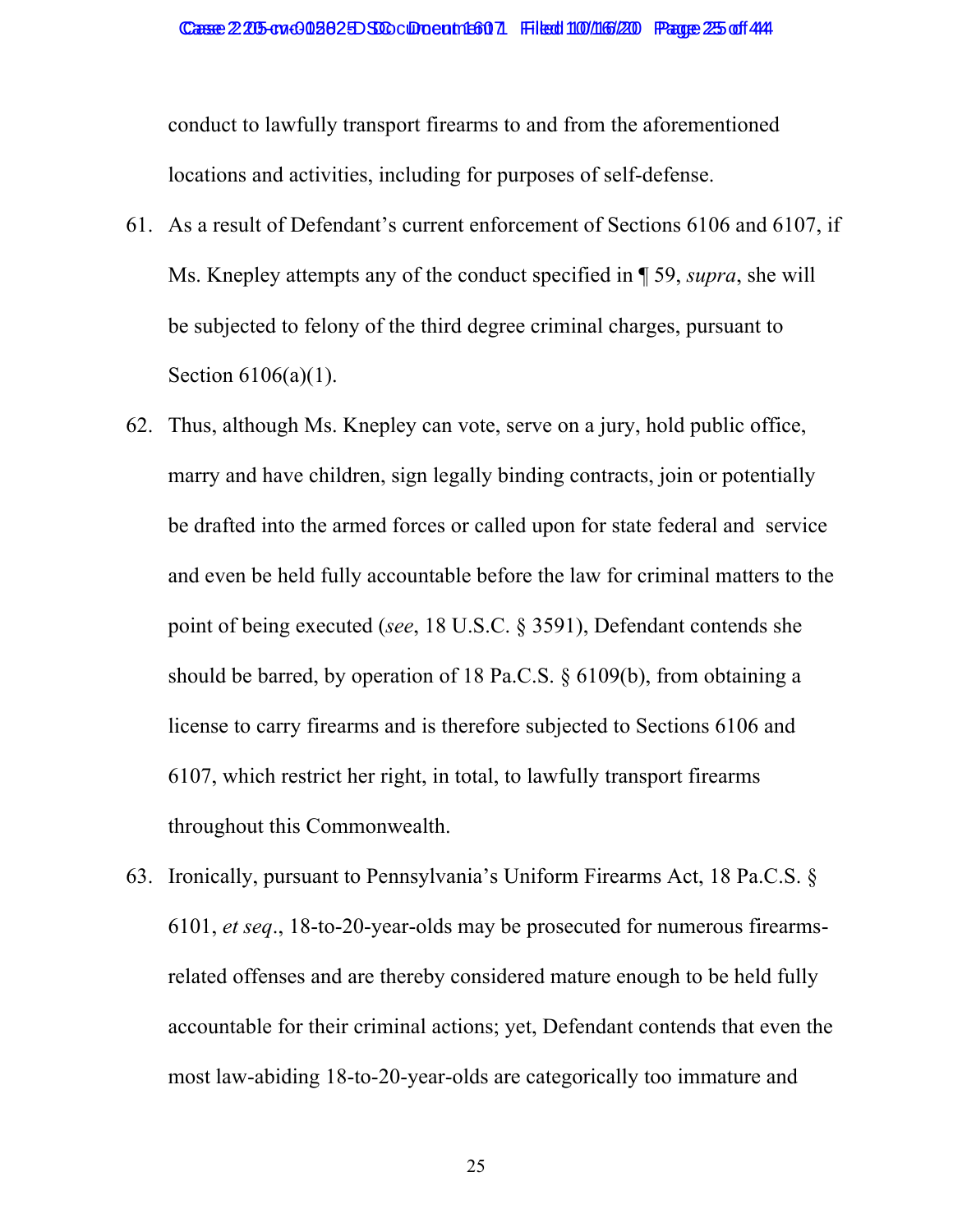conduct to lawfully transport firearms to and from the aforementioned locations and activities, including for purposes of self-defense.

61. As a result of Defendant's current enforcement of Sections 6106 and 6107, if Ms. Knepley attempts any of the conduct specified in ¶ 59, *supra*, she will be subjected to felony of the third degree criminal charges, pursuant to Section 6106(a)(1).

62. Thus, although Ms. Knepley can vote, serve on a jury, hold public office, marry and have children, sign legally binding contracts, join or potentially be drafted into the armed forces or called upon for state federal and service and even be held fully accountable before the law for criminal matters to the point of being executed (*see*, 18 U.S.C. § 3591), Defendant contends she should be barred, by operation of 18 Pa.C.S. § 6109(b), from obtaining a license to carry firearms and is therefore subjected to Sections 6106 and 6107, which restrict her right, in total, to lawfully transport firearms throughout this Commonwealth.

63. Ironically, pursuant to Pennsylvania's Uniform Firearms Act, 18 Pa.C.S. § 6101, *et seq*., 18-to-20-year-olds may be prosecuted for numerous firearms-related offenses and are thereby considered mature enough to be held fully accountable for their criminal actions; yet, Defendant contends that even the most law-abiding 18-to-20-year-olds are categorically too immature and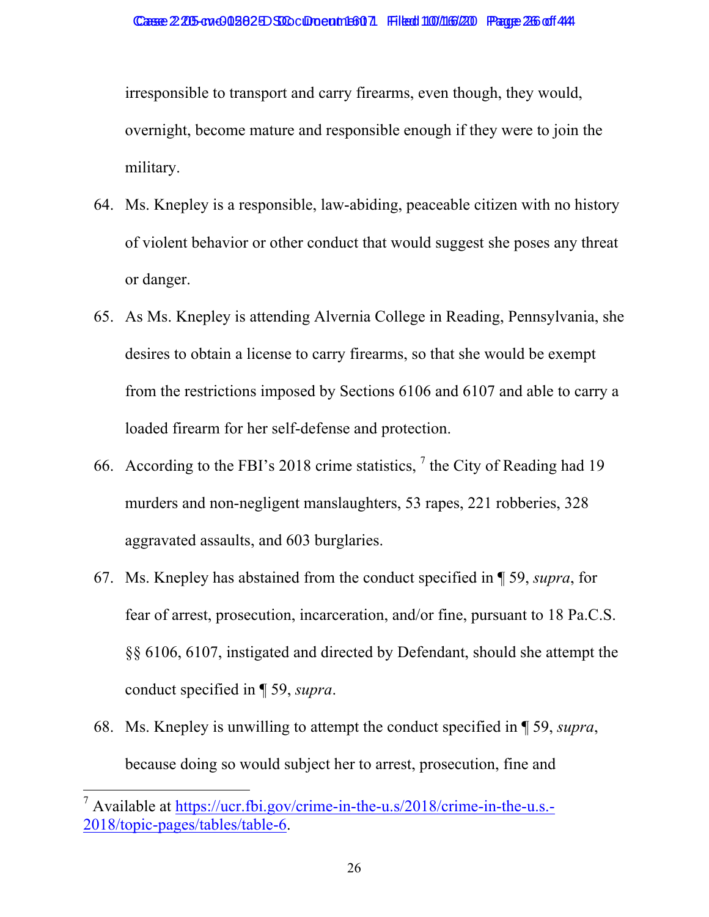irresponsible to transport and carry firearms, even though, they would, overnight, become mature and responsible enough if they were to join the military.

64. Ms. Knepley is a responsible, law-abiding, peaceable citizen with no history of violent behavior or other conduct that would suggest she poses any threat or danger.

65. As Ms. Knepley is attending Alvernia College in Reading, Pennsylvania, she desires to obtain a license to carry firearms, so that she would be exempt from the restrictions imposed by Sections 6106 and 6107 and able to carry a loaded firearm for her self-defense and protection.

66. According to the FBI's 2018 crime statistics, [7] the City of Reading had 19 murders and non-negligent manslaughters, 53 rapes, 221 robberies, 328 aggravated assaults, and 603 burglaries.

67. Ms. Knepley has abstained from the conduct specified in ¶ 59, *supra*, for fear of arrest, prosecution, incarceration, and/or fine, pursuant to 18 Pa.C.S. §§ 6106, 6107, instigated and directed by Defendant, should she attempt the conduct specified in ¶ 59, *supra*.

68. Ms. Knepley is unwilling to attempt the conduct specified in ¶ 59, *supra*, because doing so would subject her to arrest, prosecution, fine and

---

[7] Available at https://ucr.fbi.gov/crime-in-the-u.s/2018/crime-in-the-u.s.-2018/topic-pages/tables/table-6.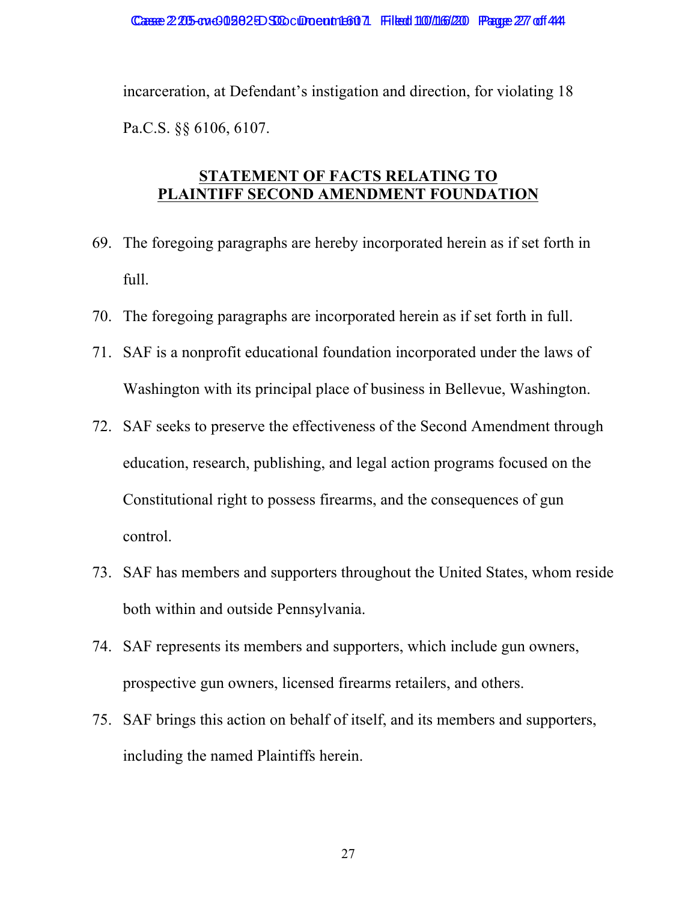incarceration, at Defendant's instigation and direction, for violating 18 Pa.C.S. §§ 6106, 6107.

## STATEMENT OF FACTS RELATING TO PLAINTIFF SECOND AMENDMENT FOUNDATION

69. The foregoing paragraphs are hereby incorporated herein as if set forth in full.
70. The foregoing paragraphs are incorporated herein as if set forth in full.
71. SAF is a nonprofit educational foundation incorporated under the laws of Washington with its principal place of business in Bellevue, Washington.
72. SAF seeks to preserve the effectiveness of the Second Amendment through education, research, publishing, and legal action programs focused on the Constitutional right to possess firearms, and the consequences of gun control.
73. SAF has members and supporters throughout the United States, whom reside both within and outside Pennsylvania.
74. SAF represents its members and supporters, which include gun owners, prospective gun owners, licensed firearms retailers, and others.
75. SAF brings this action on behalf of itself, and its members and supporters, including the named Plaintiffs herein.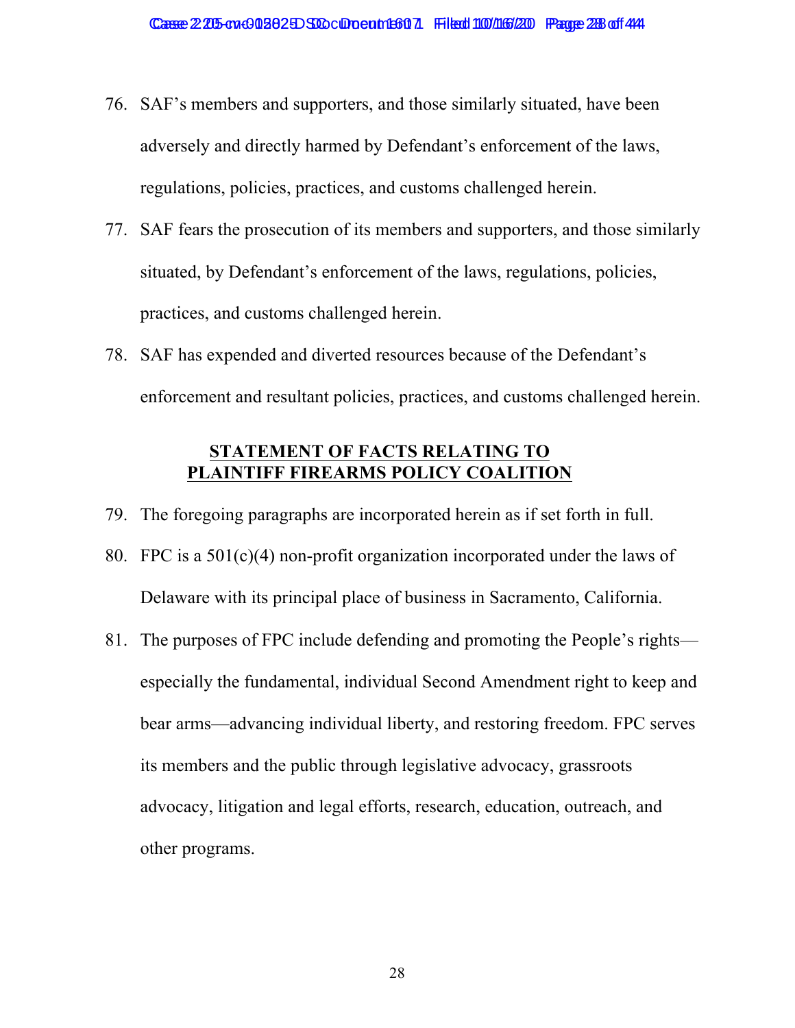76. SAF's members and supporters, and those similarly situated, have been adversely and directly harmed by Defendant's enforcement of the laws, regulations, policies, practices, and customs challenged herein.

77. SAF fears the prosecution of its members and supporters, and those similarly situated, by Defendant's enforcement of the laws, regulations, policies, practices, and customs challenged herein.

78. SAF has expended and diverted resources because of the Defendant's enforcement and resultant policies, practices, and customs challenged herein.

## STATEMENT OF FACTS RELATING TO PLAINTIFF FIREARMS POLICY COALITION

79. The foregoing paragraphs are incorporated herein as if set forth in full.

80. FPC is a 501(c)(4) non-profit organization incorporated under the laws of Delaware with its principal place of business in Sacramento, California.

81. The purposes of FPC include defending and promoting the People's rights—especially the fundamental, individual Second Amendment right to keep and bear arms—advancing individual liberty, and restoring freedom. FPC serves its members and the public through legislative advocacy, grassroots advocacy, litigation and legal efforts, research, education, outreach, and other programs.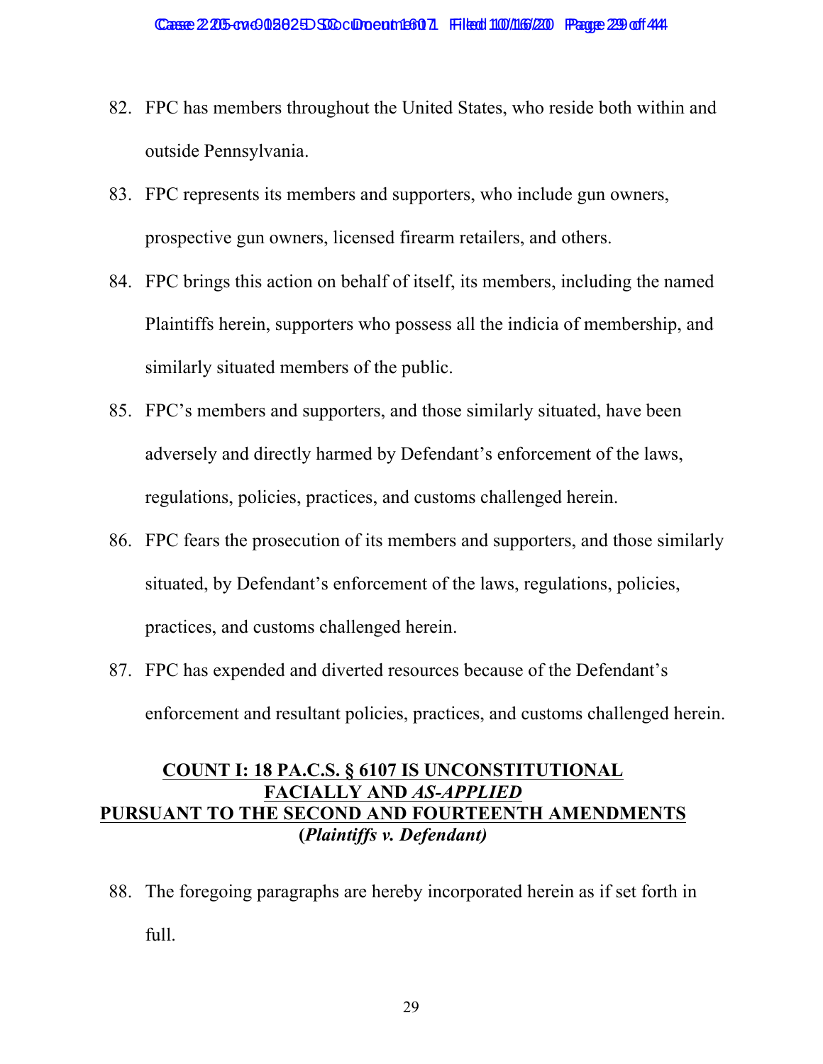82. FPC has members throughout the United States, who reside both within and outside Pennsylvania.

83. FPC represents its members and supporters, who include gun owners, prospective gun owners, licensed firearm retailers, and others.

84. FPC brings this action on behalf of itself, its members, including the named Plaintiffs herein, supporters who possess all the indicia of membership, and similarly situated members of the public.

85. FPC's members and supporters, and those similarly situated, have been adversely and directly harmed by Defendant's enforcement of the laws, regulations, policies, practices, and customs challenged herein.

86. FPC fears the prosecution of its members and supporters, and those similarly situated, by Defendant's enforcement of the laws, regulations, policies, practices, and customs challenged herein.

87. FPC has expended and diverted resources because of the Defendant's enforcement and resultant policies, practices, and customs challenged herein.

## COUNT I: 18 PA.C.S. § 6107 IS UNCONSTITUTIONAL FACIALLY AND *AS-APPLIED* PURSUANT TO THE SECOND AND FOURTEENTH AMENDMENTS (*Plaintiffs v. Defendant)*

88. The foregoing paragraphs are hereby incorporated herein as if set forth in full.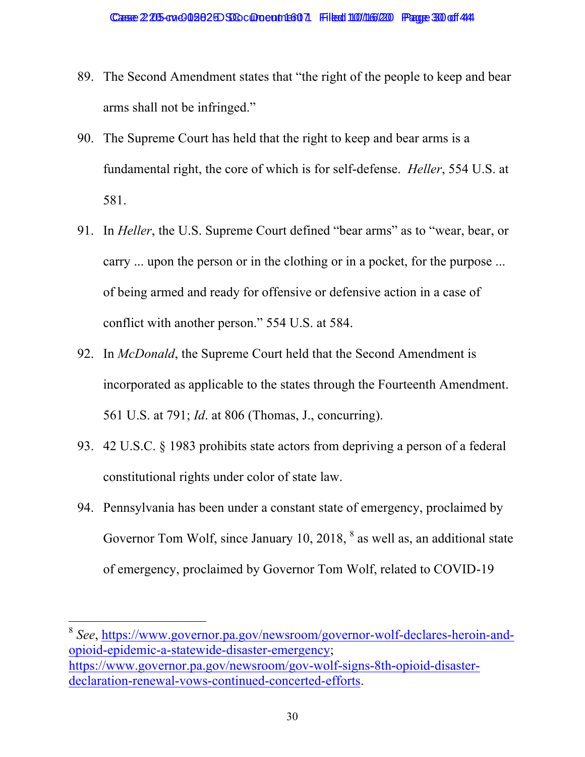89. The Second Amendment states that "the right of the people to keep and bear arms shall not be infringed."

90. The Supreme Court has held that the right to keep and bear arms is a fundamental right, the core of which is for self-defense. *Heller*, 554 U.S. at 581.

91. In *Heller*, the U.S. Supreme Court defined "bear arms" as to "wear, bear, or carry ... upon the person or in the clothing or in a pocket, for the purpose ... of being armed and ready for offensive or defensive action in a case of conflict with another person." 554 U.S. at 584.

92. In *McDonald*, the Supreme Court held that the Second Amendment is incorporated as applicable to the states through the Fourteenth Amendment. 561 U.S. at 791; *Id*. at 806 (Thomas, J., concurring).

93. 42 U.S.C. § 1983 prohibits state actors from depriving a person of a federal constitutional rights under color of state law.

94. Pennsylvania has been under a constant state of emergency, proclaimed by Governor Tom Wolf, since January 10, 2018, [8] as well as, an additional state of emergency, proclaimed by Governor Tom Wolf, related to COVID-19

---

[8] *See*, https://www.governor.pa.gov/newsroom/governor-wolf-declares-heroin-and-opioid-epidemic-a-statewide-disaster-emergency; https://www.governor.pa.gov/newsroom/gov-wolf-signs-8th-opioid-disaster-declaration-renewal-vows-continued-concerted-efforts.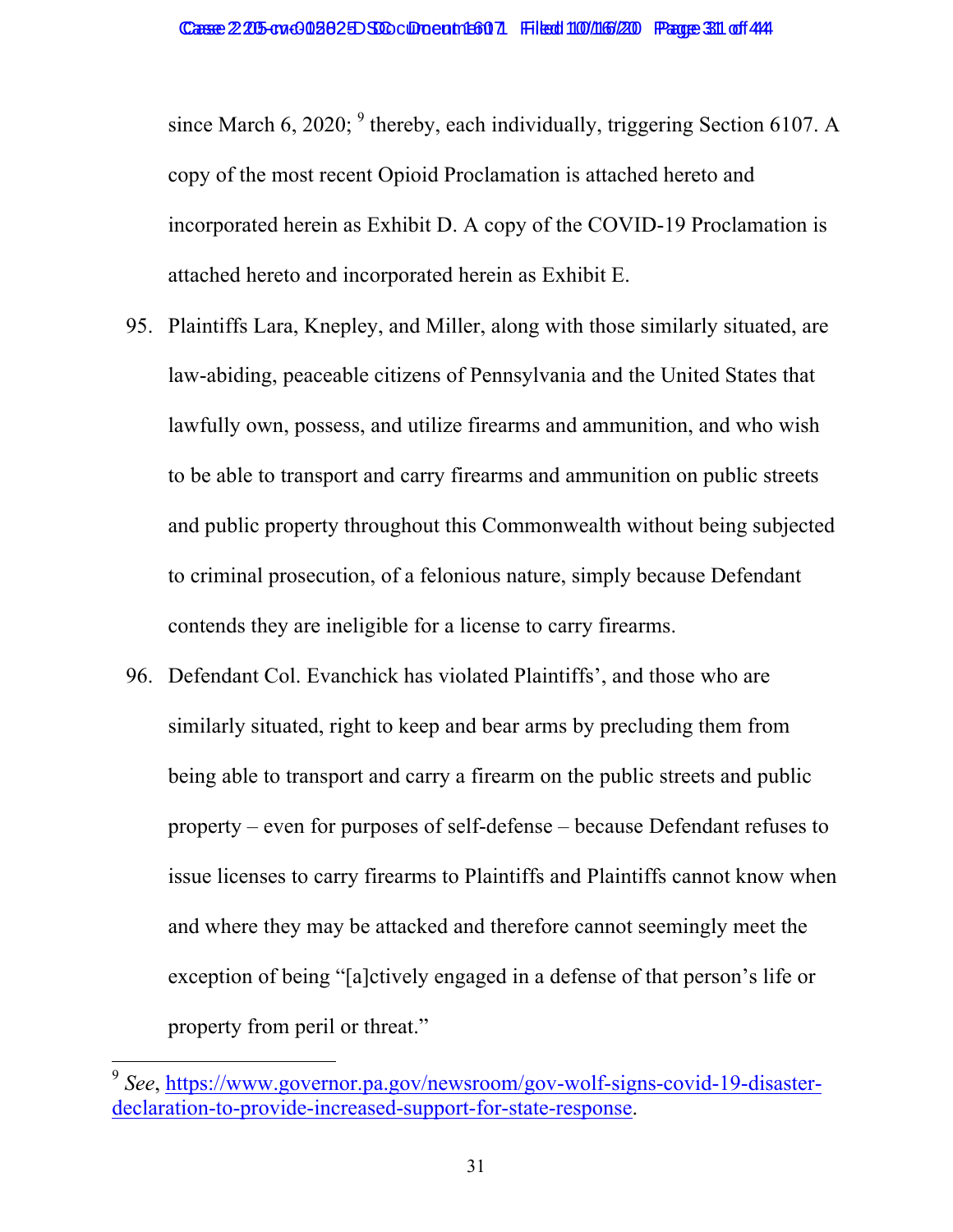since March 6, 2020; [9] thereby, each individually, triggering Section 6107. A copy of the most recent Opioid Proclamation is attached hereto and incorporated herein as Exhibit D. A copy of the COVID-19 Proclamation is attached hereto and incorporated herein as Exhibit E.

95. Plaintiffs Lara, Knepley, and Miller, along with those similarly situated, are law-abiding, peaceable citizens of Pennsylvania and the United States that lawfully own, possess, and utilize firearms and ammunition, and who wish to be able to transport and carry firearms and ammunition on public streets and public property throughout this Commonwealth without being subjected to criminal prosecution, of a felonious nature, simply because Defendant contends they are ineligible for a license to carry firearms.

96. Defendant Col. Evanchick has violated Plaintiffs', and those who are similarly situated, right to keep and bear arms by precluding them from being able to transport and carry a firearm on the public streets and public property – even for purposes of self-defense – because Defendant refuses to issue licenses to carry firearms to Plaintiffs and Plaintiffs cannot know when and where they may be attacked and therefore cannot seemingly meet the exception of being "[a]ctively engaged in a defense of that person's life or property from peril or threat."

---

[9] *See*, https://www.governor.pa.gov/newsroom/gov-wolf-signs-covid-19-disaster-declaration-to-provide-increased-support-for-state-response.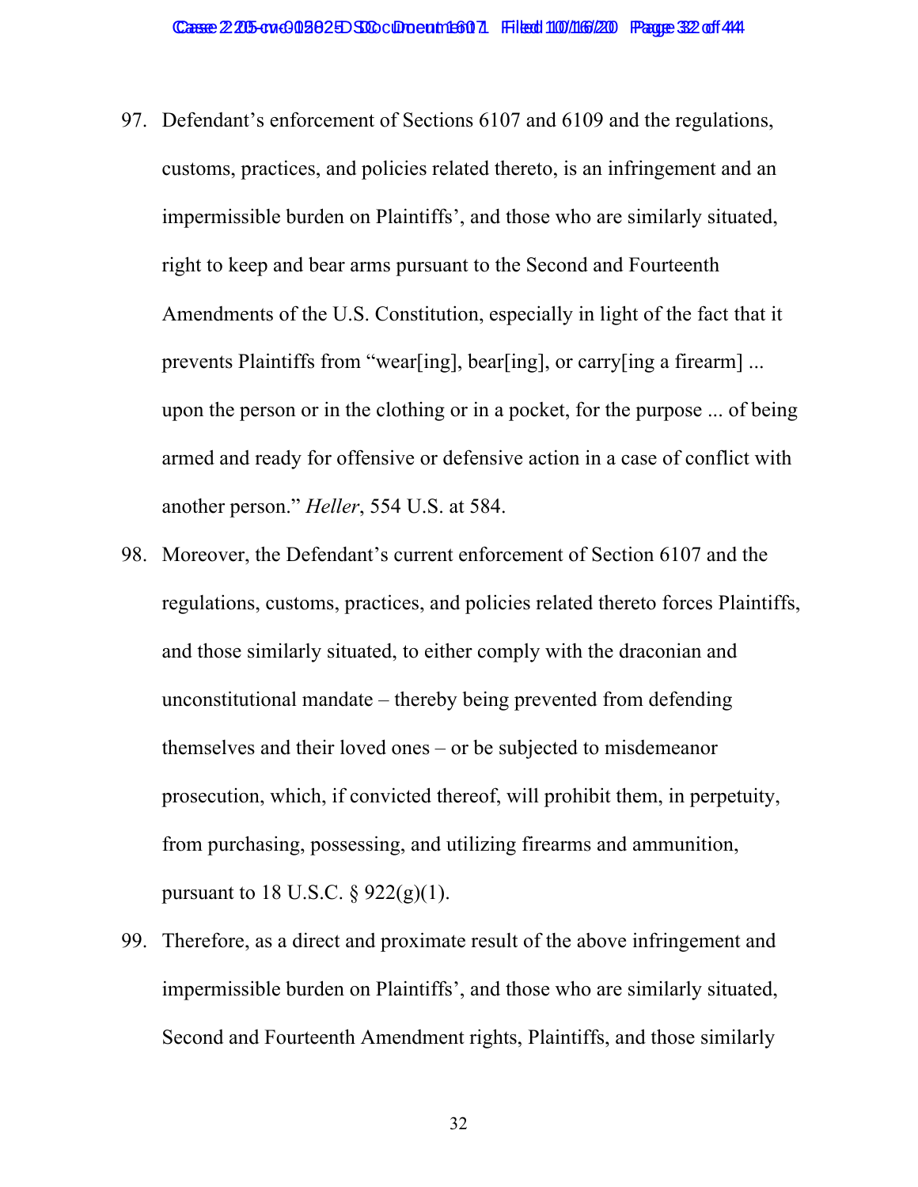97. Defendant's enforcement of Sections 6107 and 6109 and the regulations, customs, practices, and policies related thereto, is an infringement and an impermissible burden on Plaintiffs', and those who are similarly situated, right to keep and bear arms pursuant to the Second and Fourteenth Amendments of the U.S. Constitution, especially in light of the fact that it prevents Plaintiffs from "wear[ing], bear[ing], or carry[ing a firearm] ... upon the person or in the clothing or in a pocket, for the purpose ... of being armed and ready for offensive or defensive action in a case of conflict with another person." *Heller*, 554 U.S. at 584.

98. Moreover, the Defendant's current enforcement of Section 6107 and the regulations, customs, practices, and policies related thereto forces Plaintiffs, and those similarly situated, to either comply with the draconian and unconstitutional mandate – thereby being prevented from defending themselves and their loved ones – or be subjected to misdemeanor prosecution, which, if convicted thereof, will prohibit them, in perpetuity, from purchasing, possessing, and utilizing firearms and ammunition, pursuant to 18 U.S.C. § 922(g)(1).

99. Therefore, as a direct and proximate result of the above infringement and impermissible burden on Plaintiffs', and those who are similarly situated, Second and Fourteenth Amendment rights, Plaintiffs, and those similarly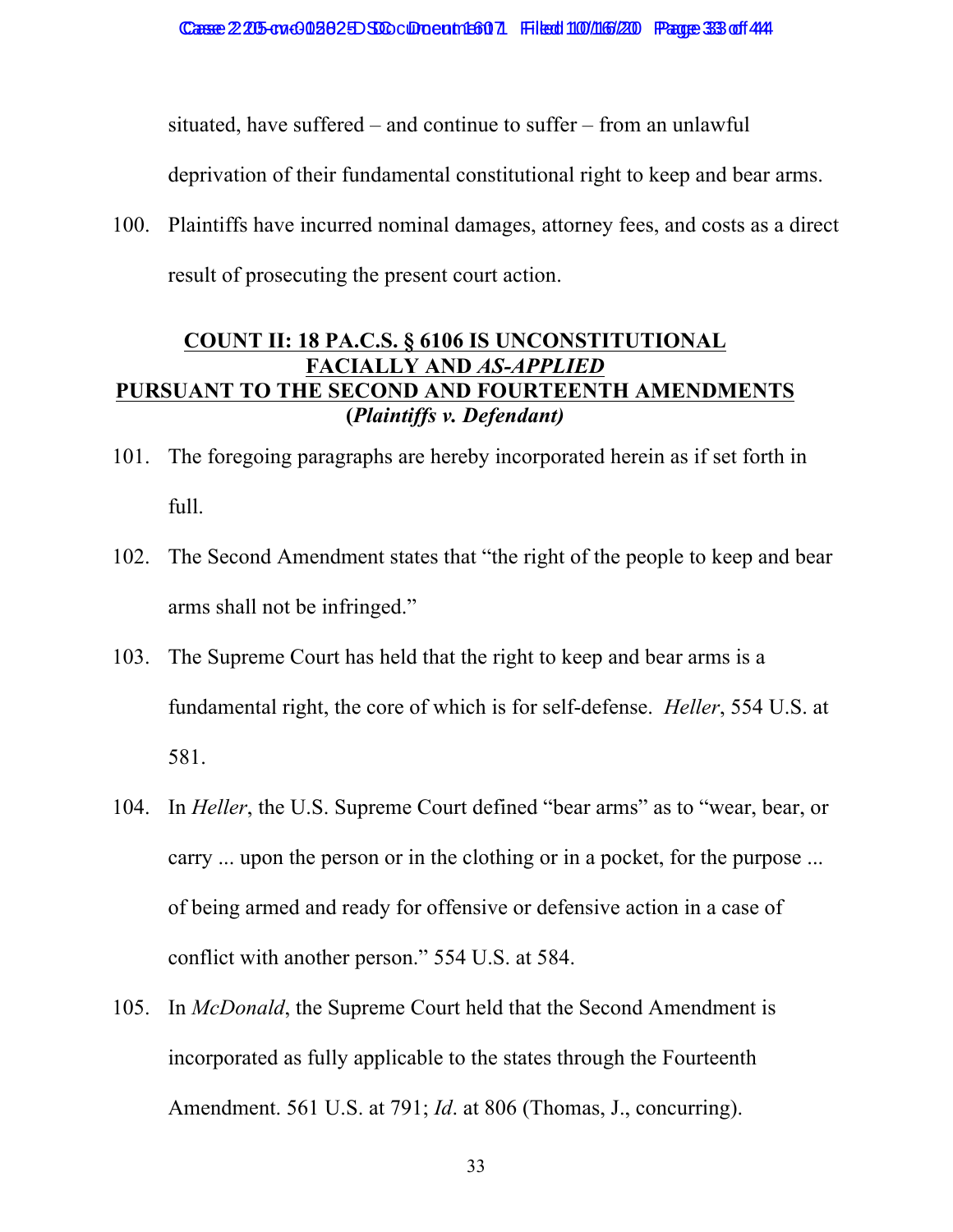situated, have suffered – and continue to suffer – from an unlawful deprivation of their fundamental constitutional right to keep and bear arms.

100. Plaintiffs have incurred nominal damages, attorney fees, and costs as a direct result of prosecuting the present court action.

## COUNT II: 18 PA.C.S. § 6106 IS UNCONSTITUTIONAL FACIALLY AND *AS-APPLIED* PURSUANT TO THE SECOND AND FOURTEENTH AMENDMENTS (*Plaintiffs v. Defendant)*

101. The foregoing paragraphs are hereby incorporated herein as if set forth in full.

102. The Second Amendment states that "the right of the people to keep and bear arms shall not be infringed."

103. The Supreme Court has held that the right to keep and bear arms is a fundamental right, the core of which is for self-defense. *Heller*, 554 U.S. at 581.

104. In *Heller*, the U.S. Supreme Court defined "bear arms" as to "wear, bear, or carry ... upon the person or in the clothing or in a pocket, for the purpose ... of being armed and ready for offensive or defensive action in a case of conflict with another person." 554 U.S. at 584.

105. In *McDonald*, the Supreme Court held that the Second Amendment is incorporated as fully applicable to the states through the Fourteenth Amendment. 561 U.S. at 791; *Id*. at 806 (Thomas, J., concurring).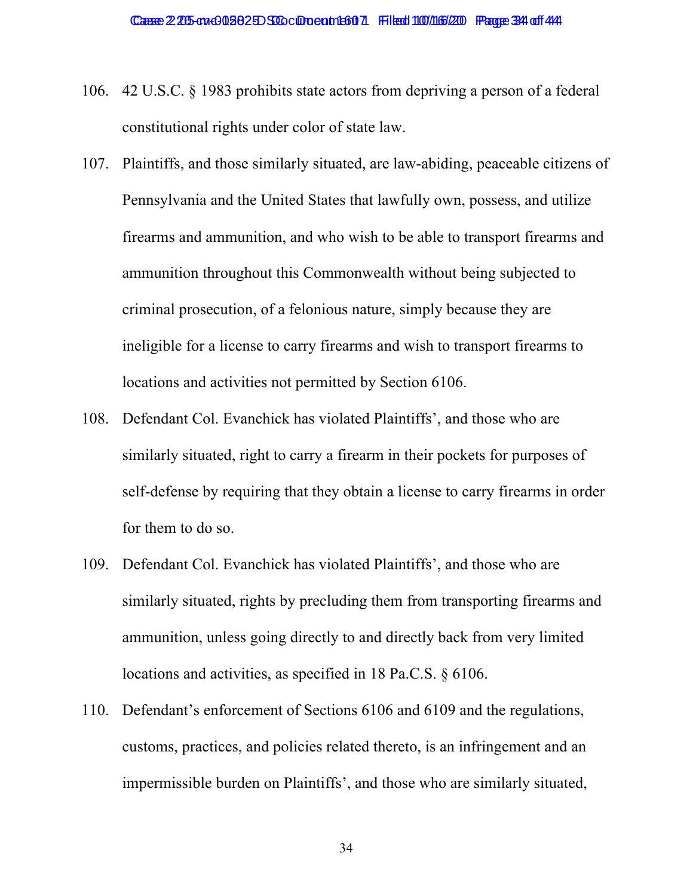106. 42 U.S.C. § 1983 prohibits state actors from depriving a person of a federal constitutional rights under color of state law.

107. Plaintiffs, and those similarly situated, are law-abiding, peaceable citizens of Pennsylvania and the United States that lawfully own, possess, and utilize firearms and ammunition, and who wish to be able to transport firearms and ammunition throughout this Commonwealth without being subjected to criminal prosecution, of a felonious nature, simply because they are ineligible for a license to carry firearms and wish to transport firearms to locations and activities not permitted by Section 6106.

108. Defendant Col. Evanchick has violated Plaintiffs', and those who are similarly situated, right to carry a firearm in their pockets for purposes of self-defense by requiring that they obtain a license to carry firearms in order for them to do so.

109. Defendant Col. Evanchick has violated Plaintiffs', and those who are similarly situated, rights by precluding them from transporting firearms and ammunition, unless going directly to and directly back from very limited locations and activities, as specified in 18 Pa.C.S. § 6106.

110. Defendant's enforcement of Sections 6106 and 6109 and the regulations, customs, practices, and policies related thereto, is an infringement and an impermissible burden on Plaintiffs', and those who are similarly situated,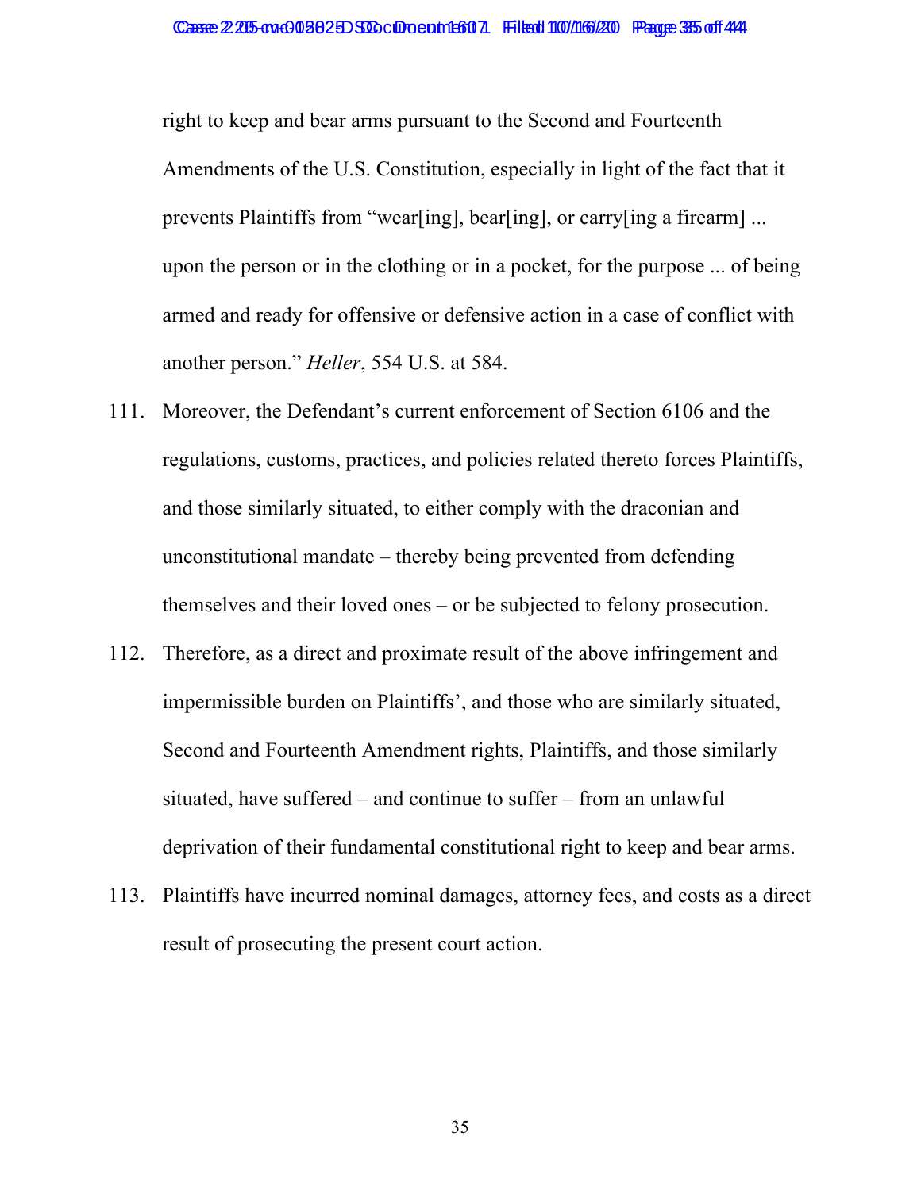right to keep and bear arms pursuant to the Second and Fourteenth Amendments of the U.S. Constitution, especially in light of the fact that it prevents Plaintiffs from "wear[ing], bear[ing], or carry[ing a firearm] ... upon the person or in the clothing or in a pocket, for the purpose ... of being armed and ready for offensive or defensive action in a case of conflict with another person." *Heller*, 554 U.S. at 584.

111. Moreover, the Defendant's current enforcement of Section 6106 and the regulations, customs, practices, and policies related thereto forces Plaintiffs, and those similarly situated, to either comply with the draconian and unconstitutional mandate – thereby being prevented from defending themselves and their loved ones – or be subjected to felony prosecution.

112. Therefore, as a direct and proximate result of the above infringement and impermissible burden on Plaintiffs', and those who are similarly situated, Second and Fourteenth Amendment rights, Plaintiffs, and those similarly situated, have suffered – and continue to suffer – from an unlawful deprivation of their fundamental constitutional right to keep and bear arms.

113. Plaintiffs have incurred nominal damages, attorney fees, and costs as a direct result of prosecuting the present court action.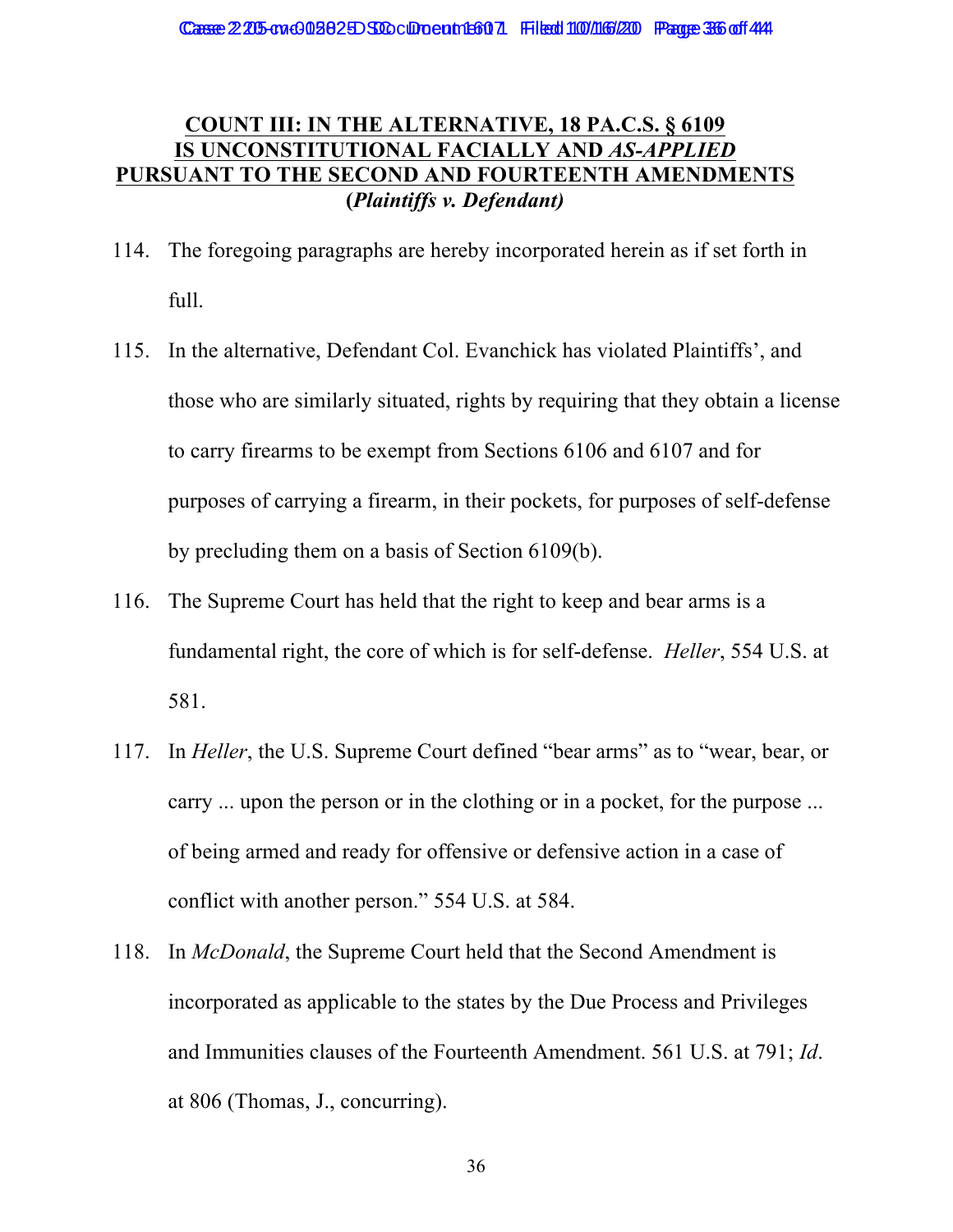**COUNT III: IN THE ALTERNATIVE, 18 PA.C.S. § 6109 IS UNCONSTITUTIONAL FACIALLY AND *AS-APPLIED* PURSUANT TO THE SECOND AND FOURTEENTH AMENDMENTS (*Plaintiffs v. Defendant)***

114. The foregoing paragraphs are hereby incorporated herein as if set forth in full.

115. In the alternative, Defendant Col. Evanchick has violated Plaintiffs', and those who are similarly situated, rights by requiring that they obtain a license to carry firearms to be exempt from Sections 6106 and 6107 and for purposes of carrying a firearm, in their pockets, for purposes of self-defense by precluding them on a basis of Section 6109(b).

116. The Supreme Court has held that the right to keep and bear arms is a fundamental right, the core of which is for self-defense. *Heller*, 554 U.S. at 581.

117. In *Heller*, the U.S. Supreme Court defined "bear arms" as to "wear, bear, or carry ... upon the person or in the clothing or in a pocket, for the purpose ... of being armed and ready for offensive or defensive action in a case of conflict with another person." 554 U.S. at 584.

118. In *McDonald*, the Supreme Court held that the Second Amendment is incorporated as applicable to the states by the Due Process and Privileges and Immunities clauses of the Fourteenth Amendment. 561 U.S. at 791; *Id*. at 806 (Thomas, J., concurring).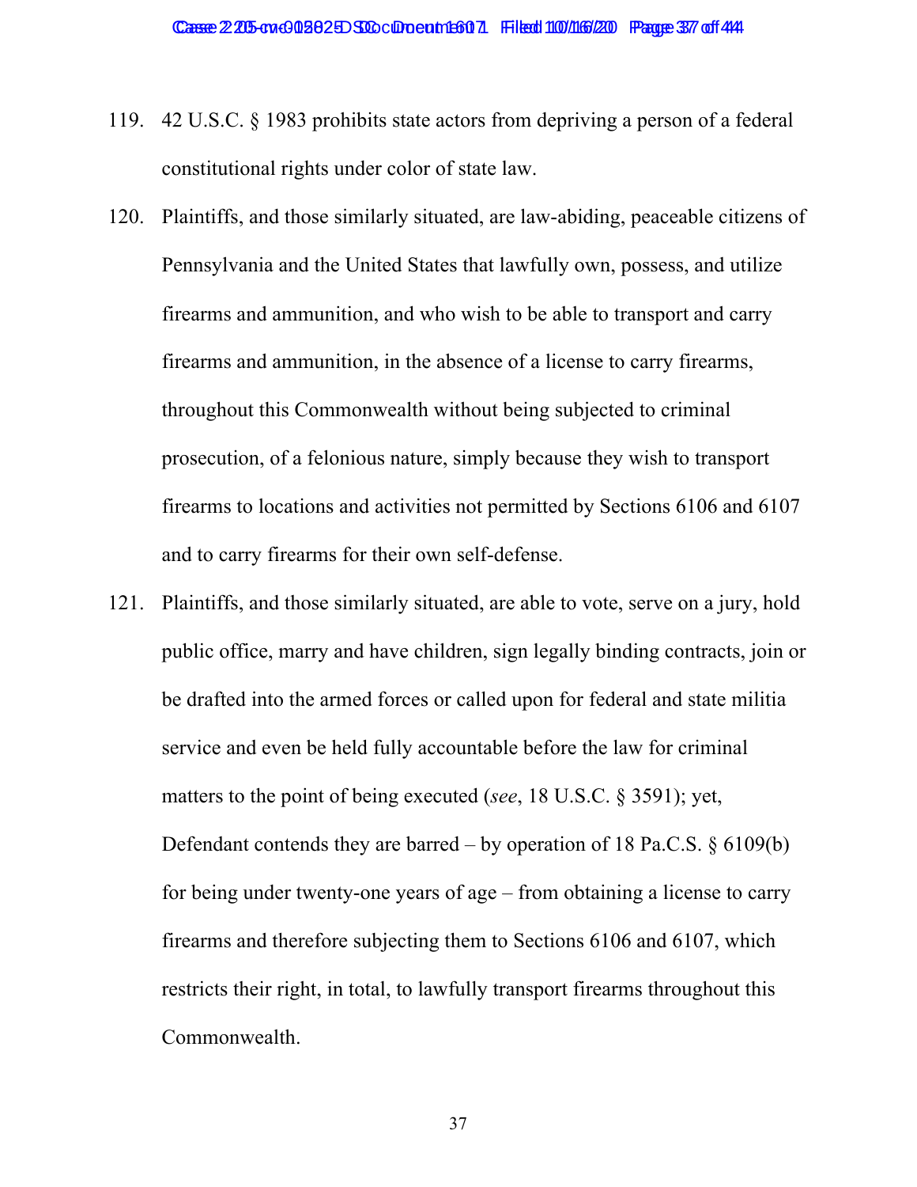119. 42 U.S.C. § 1983 prohibits state actors from depriving a person of a federal constitutional rights under color of state law.

120. Plaintiffs, and those similarly situated, are law-abiding, peaceable citizens of Pennsylvania and the United States that lawfully own, possess, and utilize firearms and ammunition, and who wish to be able to transport and carry firearms and ammunition, in the absence of a license to carry firearms, throughout this Commonwealth without being subjected to criminal prosecution, of a felonious nature, simply because they wish to transport firearms to locations and activities not permitted by Sections 6106 and 6107 and to carry firearms for their own self-defense.

121. Plaintiffs, and those similarly situated, are able to vote, serve on a jury, hold public office, marry and have children, sign legally binding contracts, join or be drafted into the armed forces or called upon for federal and state militia service and even be held fully accountable before the law for criminal matters to the point of being executed (*see*, 18 U.S.C. § 3591); yet, Defendant contends they are barred – by operation of 18 Pa.C.S. § 6109(b) for being under twenty-one years of age – from obtaining a license to carry firearms and therefore subjecting them to Sections 6106 and 6107, which restricts their right, in total, to lawfully transport firearms throughout this Commonwealth.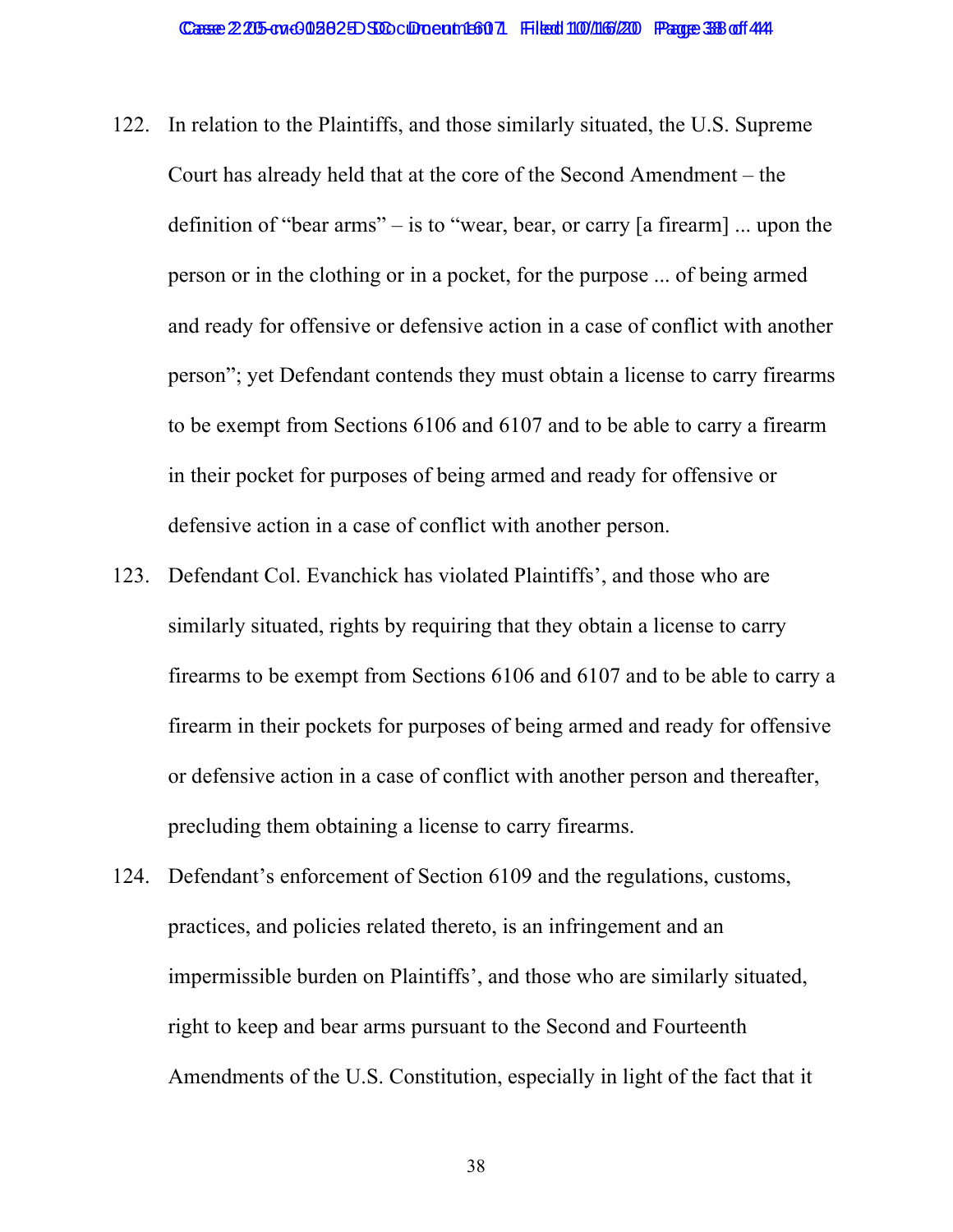122. In relation to the Plaintiffs, and those similarly situated, the U.S. Supreme Court has already held that at the core of the Second Amendment – the definition of "bear arms" – is to "wear, bear, or carry [a firearm] ... upon the person or in the clothing or in a pocket, for the purpose ... of being armed and ready for offensive or defensive action in a case of conflict with another person"; yet Defendant contends they must obtain a license to carry firearms to be exempt from Sections 6106 and 6107 and to be able to carry a firearm in their pocket for purposes of being armed and ready for offensive or defensive action in a case of conflict with another person.

123. Defendant Col. Evanchick has violated Plaintiffs', and those who are similarly situated, rights by requiring that they obtain a license to carry firearms to be exempt from Sections 6106 and 6107 and to be able to carry a firearm in their pockets for purposes of being armed and ready for offensive or defensive action in a case of conflict with another person and thereafter, precluding them obtaining a license to carry firearms.

124. Defendant's enforcement of Section 6109 and the regulations, customs, practices, and policies related thereto, is an infringement and an impermissible burden on Plaintiffs', and those who are similarly situated, right to keep and bear arms pursuant to the Second and Fourteenth Amendments of the U.S. Constitution, especially in light of the fact that it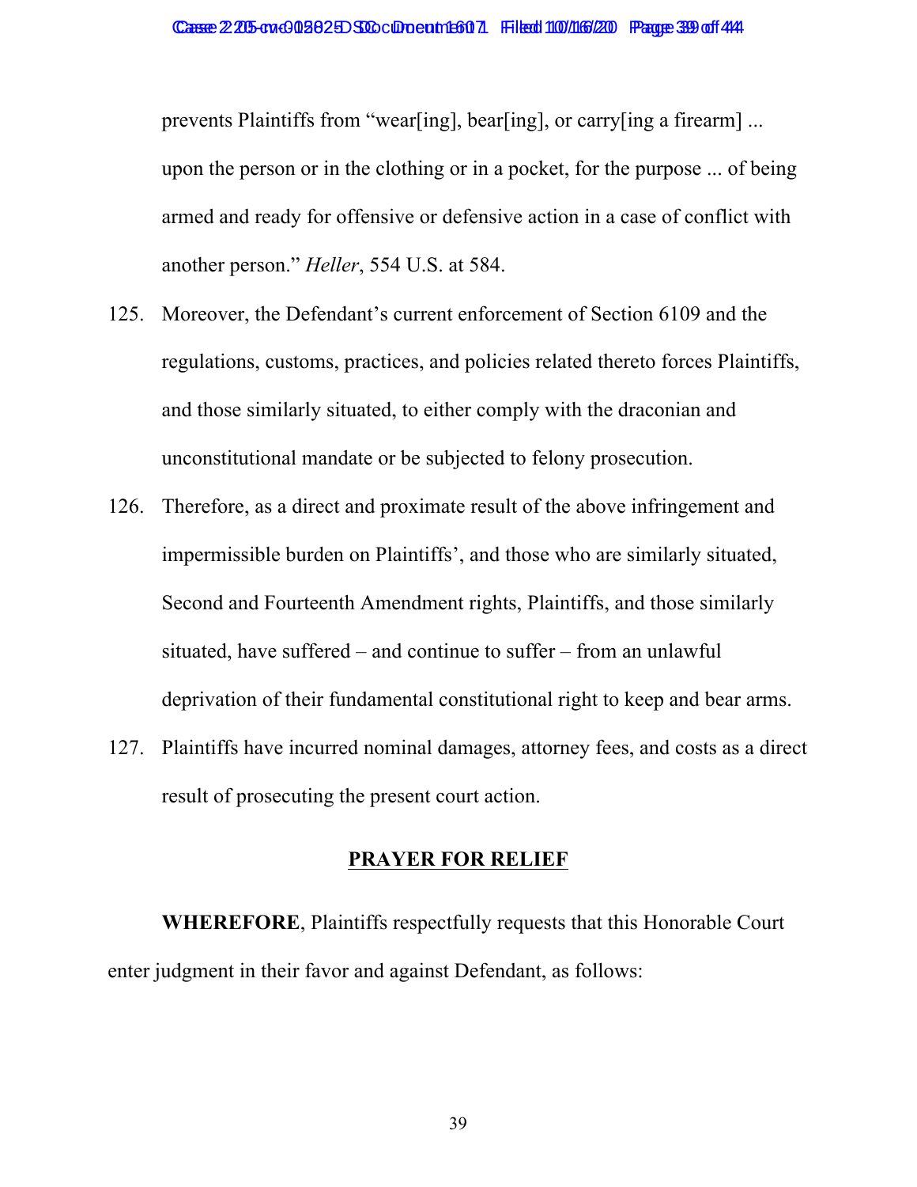prevents Plaintiffs from "wear[ing], bear[ing], or carry[ing a firearm] ... upon the person or in the clothing or in a pocket, for the purpose ... of being armed and ready for offensive or defensive action in a case of conflict with another person." *Heller*, 554 U.S. at 584.

125. Moreover, the Defendant's current enforcement of Section 6109 and the regulations, customs, practices, and policies related thereto forces Plaintiffs, and those similarly situated, to either comply with the draconian and unconstitutional mandate or be subjected to felony prosecution.

126. Therefore, as a direct and proximate result of the above infringement and impermissible burden on Plaintiffs', and those who are similarly situated, Second and Fourteenth Amendment rights, Plaintiffs, and those similarly situated, have suffered – and continue to suffer – from an unlawful deprivation of their fundamental constitutional right to keep and bear arms.

127. Plaintiffs have incurred nominal damages, attorney fees, and costs as a direct result of prosecuting the present court action.

## PRAYER FOR RELIEF

**WHEREFORE**, Plaintiffs respectfully requests that this Honorable Court enter judgment in their favor and against Defendant, as follows: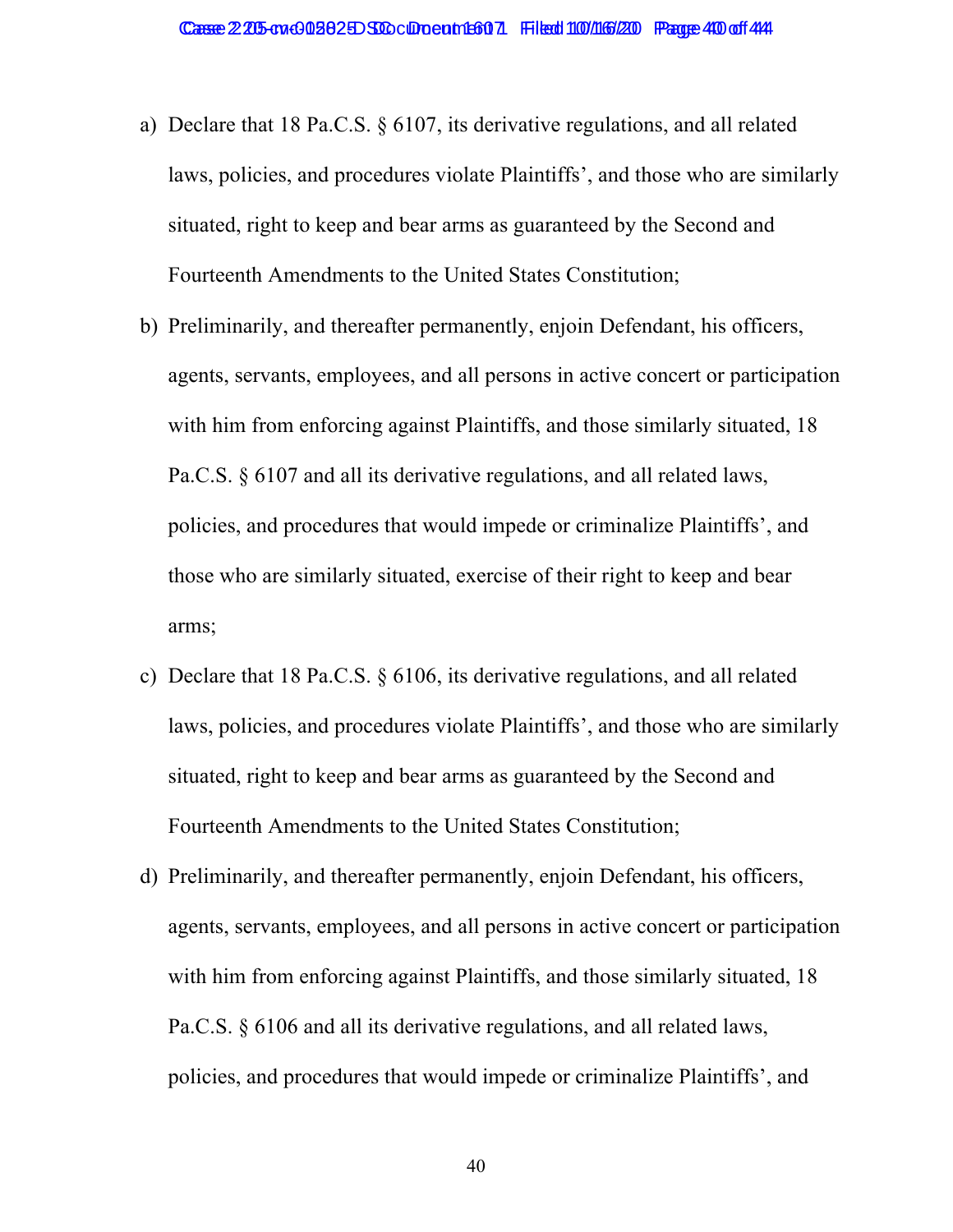a) Declare that 18 Pa.C.S. § 6107, its derivative regulations, and all related laws, policies, and procedures violate Plaintiffs', and those who are similarly situated, right to keep and bear arms as guaranteed by the Second and Fourteenth Amendments to the United States Constitution;

b) Preliminarily, and thereafter permanently, enjoin Defendant, his officers, agents, servants, employees, and all persons in active concert or participation with him from enforcing against Plaintiffs, and those similarly situated, 18 Pa.C.S. § 6107 and all its derivative regulations, and all related laws, policies, and procedures that would impede or criminalize Plaintiffs', and those who are similarly situated, exercise of their right to keep and bear arms;

c) Declare that 18 Pa.C.S. § 6106, its derivative regulations, and all related laws, policies, and procedures violate Plaintiffs', and those who are similarly situated, right to keep and bear arms as guaranteed by the Second and Fourteenth Amendments to the United States Constitution;

d) Preliminarily, and thereafter permanently, enjoin Defendant, his officers, agents, servants, employees, and all persons in active concert or participation with him from enforcing against Plaintiffs, and those similarly situated, 18 Pa.C.S. § 6106 and all its derivative regulations, and all related laws, policies, and procedures that would impede or criminalize Plaintiffs', and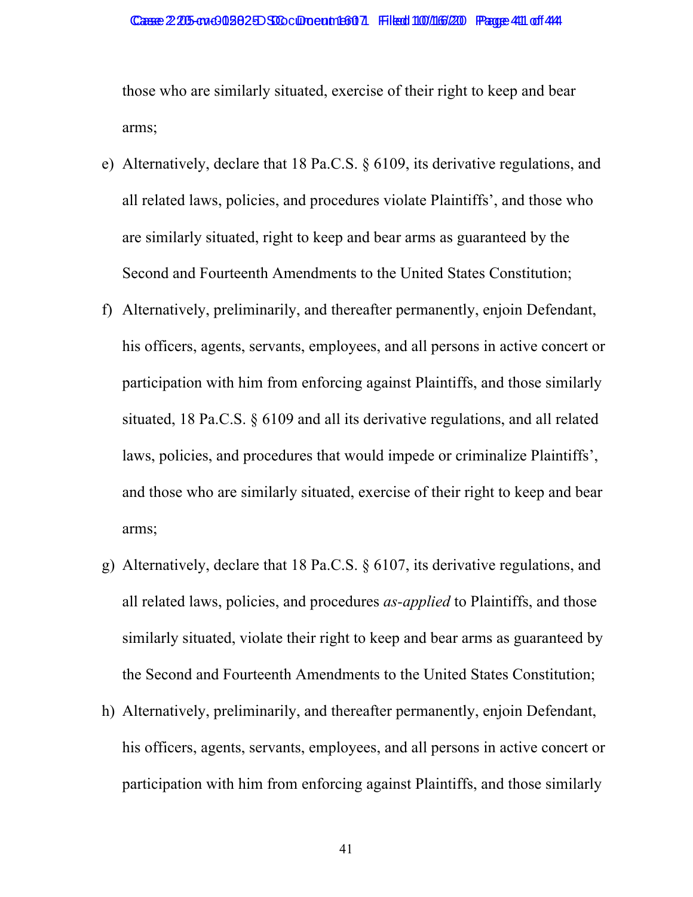those who are similarly situated, exercise of their right to keep and bear arms;

e) Alternatively, declare that 18 Pa.C.S. § 6109, its derivative regulations, and all related laws, policies, and procedures violate Plaintiffs', and those who are similarly situated, right to keep and bear arms as guaranteed by the Second and Fourteenth Amendments to the United States Constitution;

f) Alternatively, preliminarily, and thereafter permanently, enjoin Defendant, his officers, agents, servants, employees, and all persons in active concert or participation with him from enforcing against Plaintiffs, and those similarly situated, 18 Pa.C.S. § 6109 and all its derivative regulations, and all related laws, policies, and procedures that would impede or criminalize Plaintiffs', and those who are similarly situated, exercise of their right to keep and bear arms;

g) Alternatively, declare that 18 Pa.C.S. § 6107, its derivative regulations, and all related laws, policies, and procedures *as-applied* to Plaintiffs, and those similarly situated, violate their right to keep and bear arms as guaranteed by the Second and Fourteenth Amendments to the United States Constitution;

h) Alternatively, preliminarily, and thereafter permanently, enjoin Defendant, his officers, agents, servants, employees, and all persons in active concert or participation with him from enforcing against Plaintiffs, and those similarly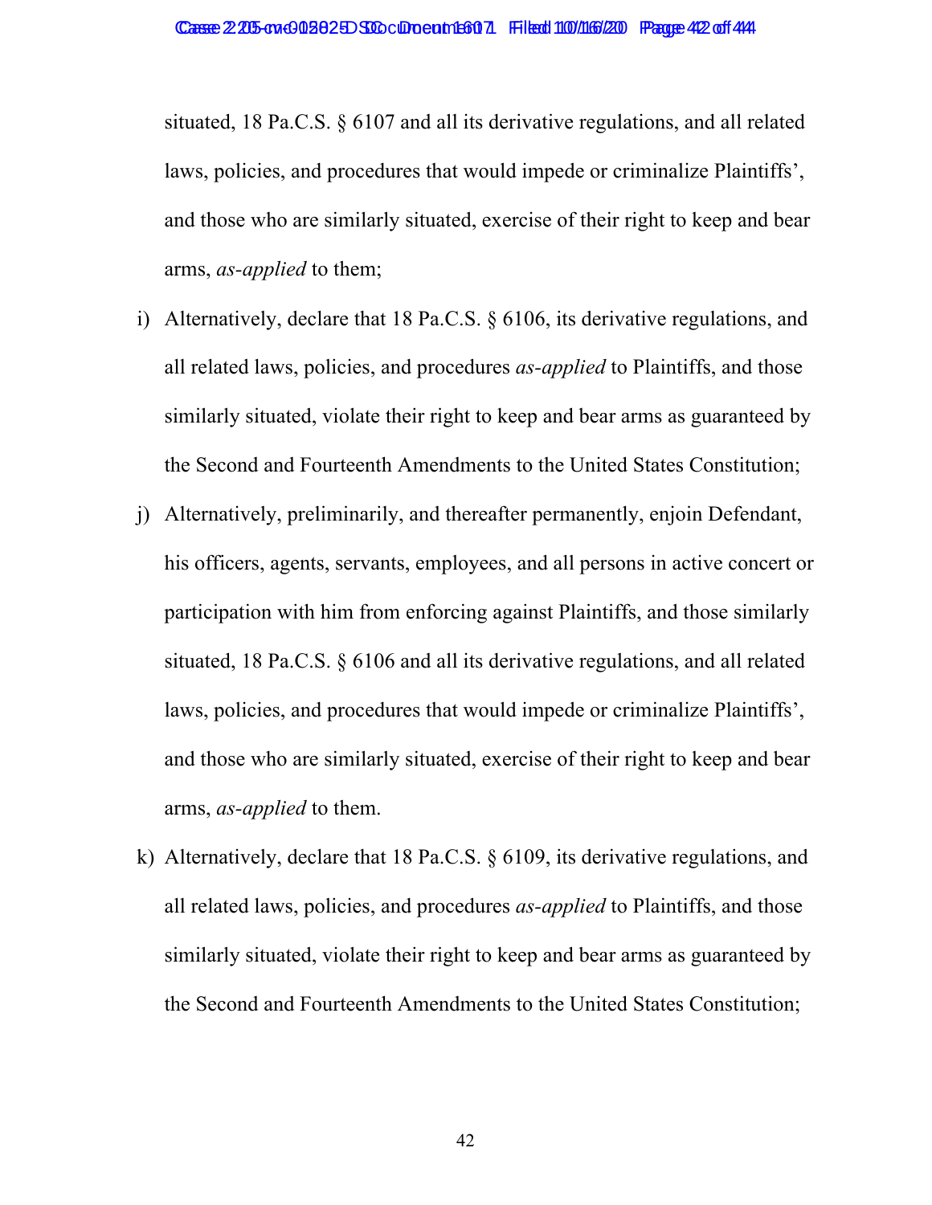situated, 18 Pa.C.S. § 6107 and all its derivative regulations, and all related laws, policies, and procedures that would impede or criminalize Plaintiffs', and those who are similarly situated, exercise of their right to keep and bear arms, *as-applied* to them;

i) Alternatively, declare that 18 Pa.C.S. § 6106, its derivative regulations, and all related laws, policies, and procedures *as-applied* to Plaintiffs, and those similarly situated, violate their right to keep and bear arms as guaranteed by the Second and Fourteenth Amendments to the United States Constitution;

j) Alternatively, preliminarily, and thereafter permanently, enjoin Defendant, his officers, agents, servants, employees, and all persons in active concert or participation with him from enforcing against Plaintiffs, and those similarly situated, 18 Pa.C.S. § 6106 and all its derivative regulations, and all related laws, policies, and procedures that would impede or criminalize Plaintiffs', and those who are similarly situated, exercise of their right to keep and bear arms, *as-applied* to them.

k) Alternatively, declare that 18 Pa.C.S. § 6109, its derivative regulations, and all related laws, policies, and procedures *as-applied* to Plaintiffs, and those similarly situated, violate their right to keep and bear arms as guaranteed by the Second and Fourteenth Amendments to the United States Constitution;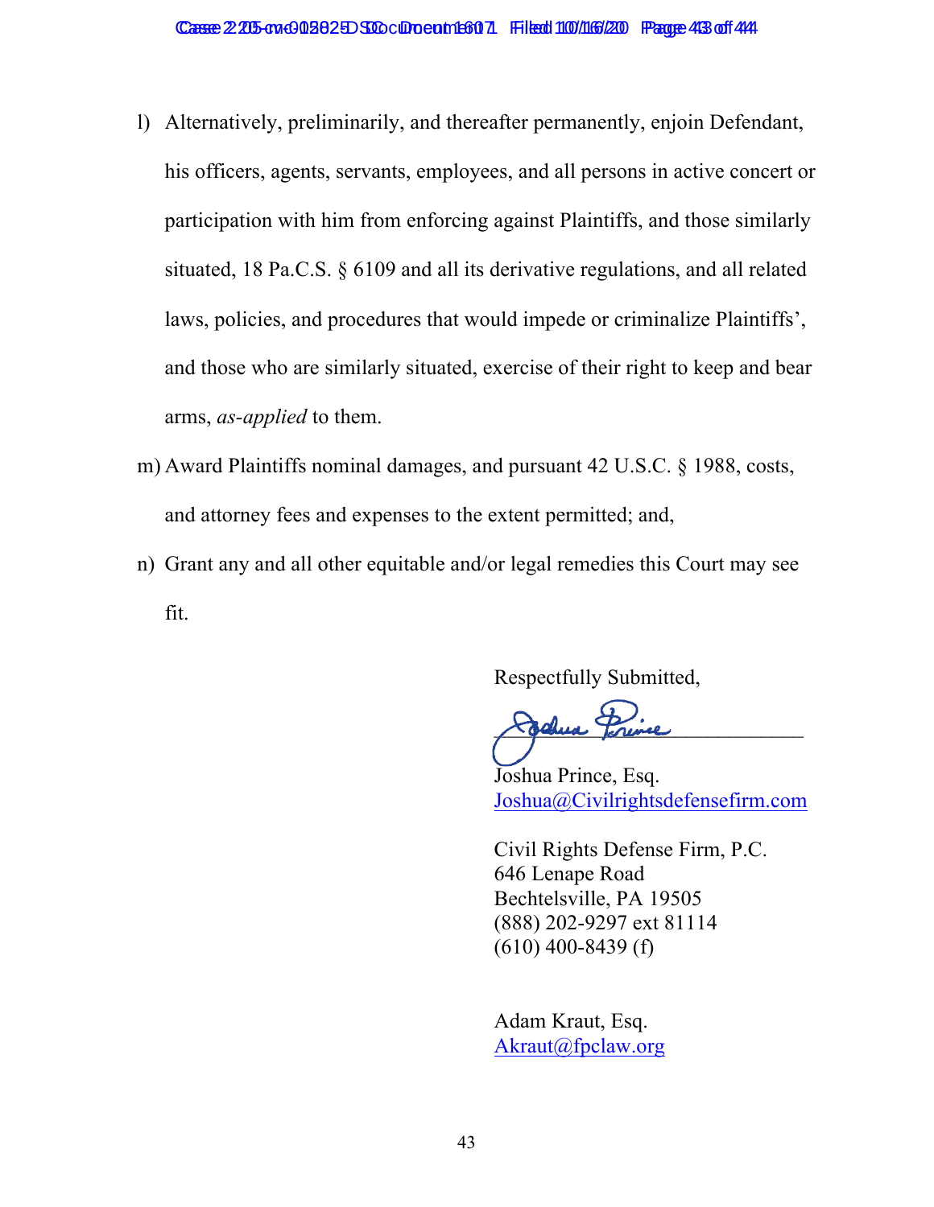l) Alternatively, preliminarily, and thereafter permanently, enjoin Defendant, his officers, agents, servants, employees, and all persons in active concert or participation with him from enforcing against Plaintiffs, and those similarly situated, 18 Pa.C.S. § 6109 and all its derivative regulations, and all related laws, policies, and procedures that would impede or criminalize Plaintiffs', and those who are similarly situated, exercise of their right to keep and bear arms, *as-applied* to them.

m) Award Plaintiffs nominal damages, and pursuant 42 U.S.C. § 1988, costs, and attorney fees and expenses to the extent permitted; and,

n) Grant any and all other equitable and/or legal remedies this Court may see fit.

Respectfully Submitted,

______________________________

Joshua Prince, Esq.
Joshua@Civilrightsdefensefirm.com

Civil Rights Defense Firm, P.C.
646 Lenape Road
Bechtelsville, PA 19505
(888) 202-9297 ext 81114
(610) 400-8439 (f)

Adam Kraut, Esq.
Akraut@fpclaw.org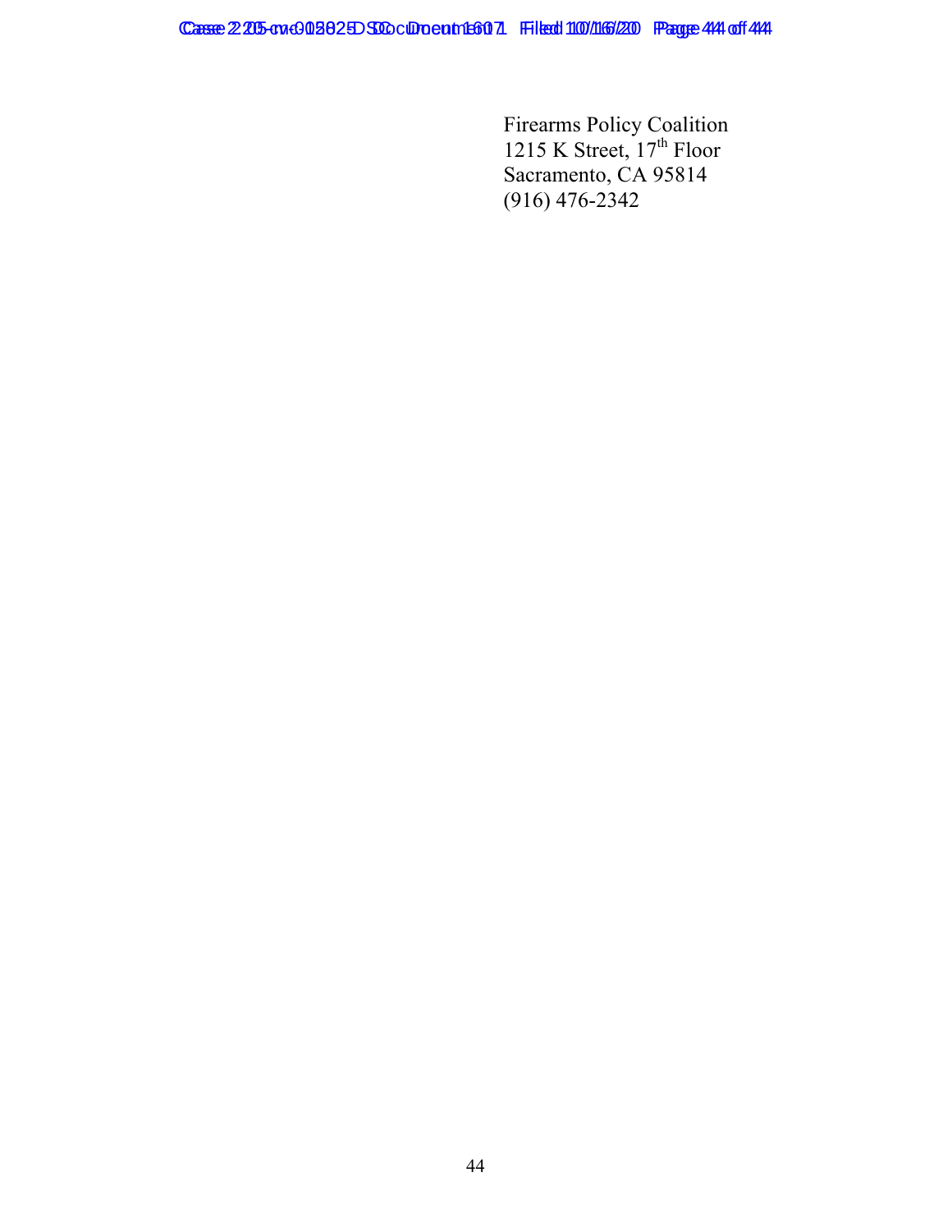Firearms Policy Coalition  
1215 K Street, 17th Floor  
Sacramento, CA 95814  
(916) 476-2342